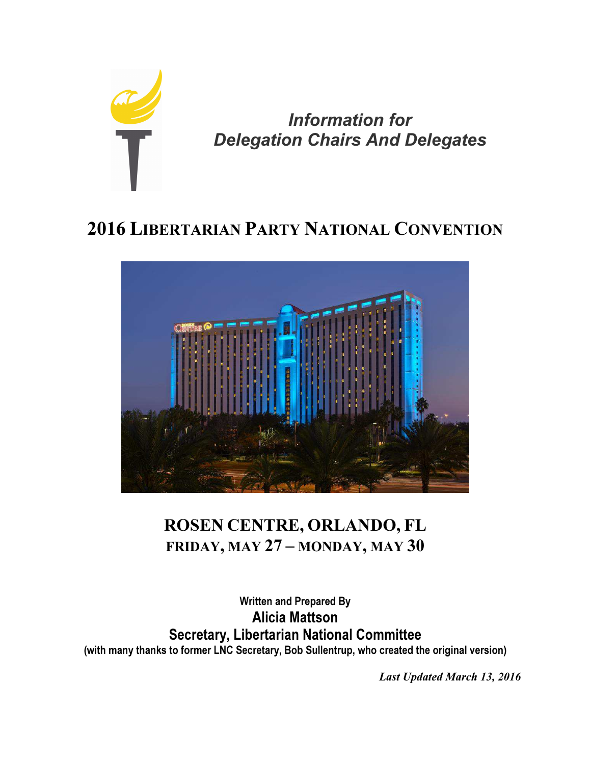# Information for Delegation Chairs And Delegates

## 2016 Libertarian Party National Convention

## ROSEN CENTRE, ORLANDO, FL
### FRIDAY, MAY 27 – MONDAY, MAY 30

**Written and Prepared By**
**Alicia Mattson**
**Secretary, Libertarian National Committee**
**(with many thanks to former LNC Secretary, Bob Sullentrup, who created the original version)**

***Last Updated March 13, 2016***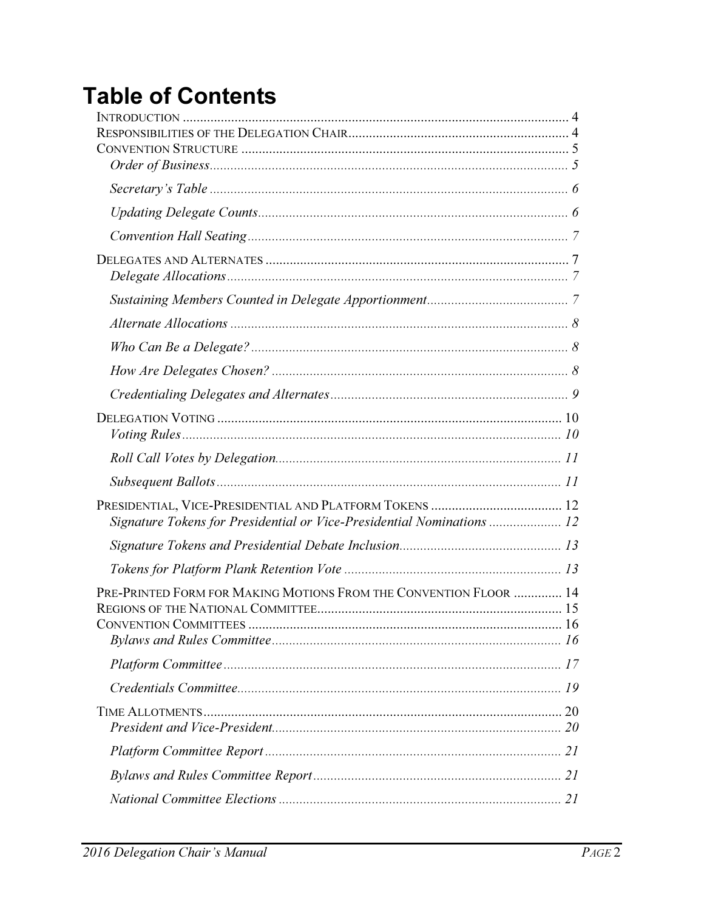# Table of Contents

INTRODUCTION ..... 4
RESPONSIBILITIES OF THE DELEGATION CHAIR ..... 4
CONVENTION STRUCTURE ..... 5
- *Order of Business* ..... 5
- *Secretary's Table* ..... 6
- *Updating Delegate Counts* ..... 6
- *Convention Hall Seating* ..... 7

DELEGATES AND ALTERNATES ..... 7
- *Delegate Allocations* ..... 7
- *Sustaining Members Counted in Delegate Apportionment* ..... 7
- *Alternate Allocations* ..... 8
- *Who Can Be a Delegate?* ..... 8
- *How Are Delegates Chosen?* ..... 8
- *Credentialing Delegates and Alternates* ..... 9

DELEGATION VOTING ..... 10
- *Voting Rules* ..... 10
- *Roll Call Votes by Delegation* ..... 11
- *Subsequent Ballots* ..... 11

PRESIDENTIAL, VICE-PRESIDENTIAL AND PLATFORM TOKENS ..... 12
- *Signature Tokens for Presidential or Vice-Presidential Nominations* ..... 12
- *Signature Tokens and Presidential Debate Inclusion* ..... 13
- *Tokens for Platform Plank Retention Vote* ..... 13

PRE-PRINTED FORM FOR MAKING MOTIONS FROM THE CONVENTION FLOOR ..... 14
REGIONS OF THE NATIONAL COMMITTEE ..... 15
CONVENTION COMMITTEES ..... 16
- *Bylaws and Rules Committee* ..... 16
- *Platform Committee* ..... 17
- *Credentials Committee* ..... 19

TIME ALLOTMENTS ..... 20
- *President and Vice-President* ..... 20
- *Platform Committee Report* ..... 21
- *Bylaws and Rules Committee Report* ..... 21
- *National Committee Elections* ..... 21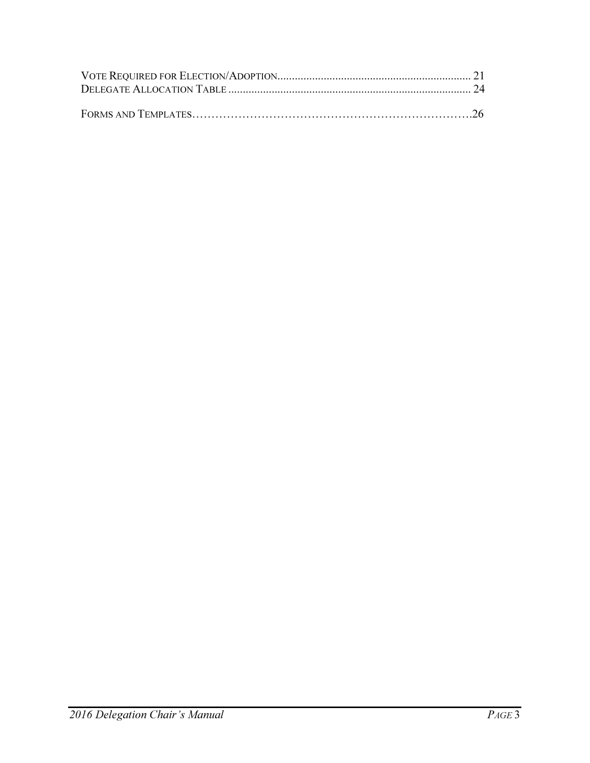Vote Required for Election/Adoption .................................................................. 21
Delegate Allocation Table .................................................................................. 24

Forms and Templates……………………………………………………………….26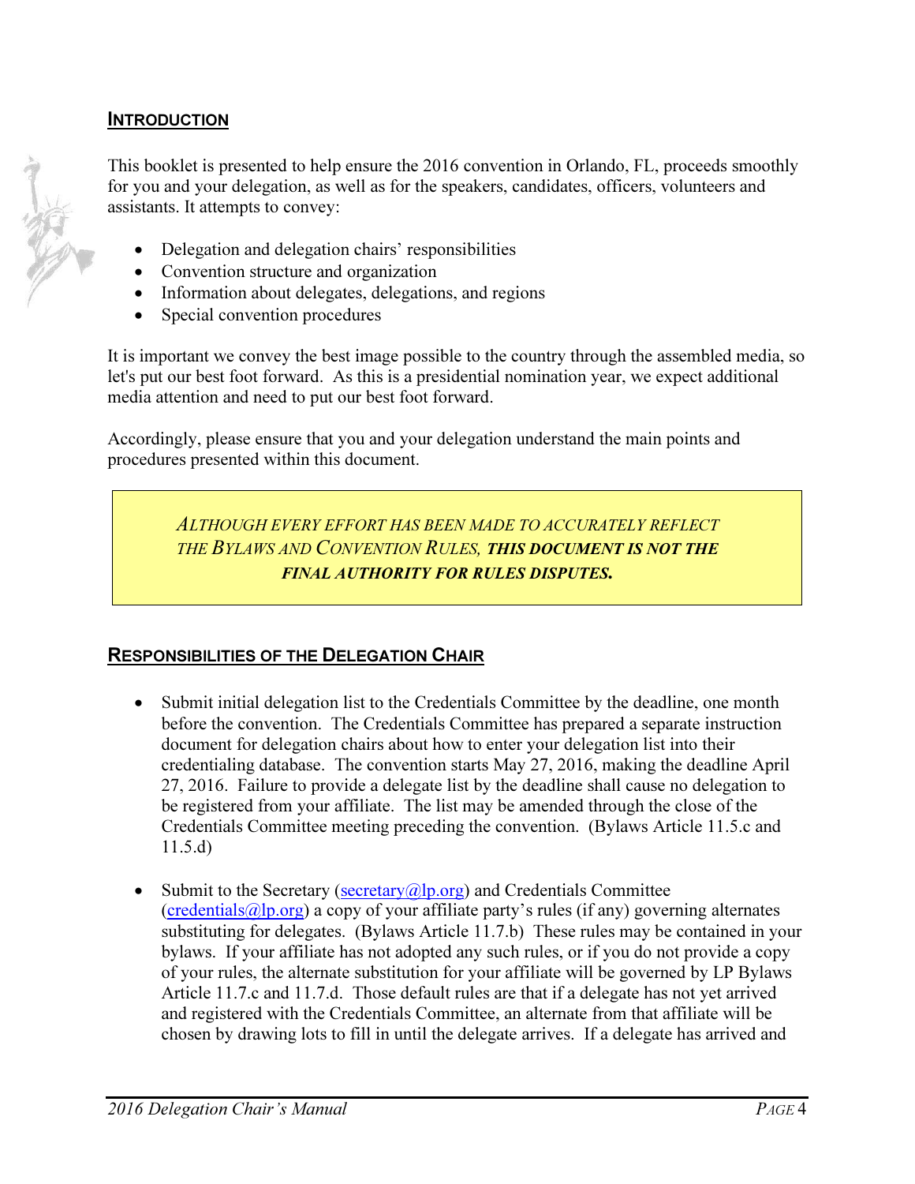## INTRODUCTION

This booklet is presented to help ensure the 2016 convention in Orlando, FL, proceeds smoothly for you and your delegation, as well as for the speakers, candidates, officers, volunteers and assistants. It attempts to convey:

- Delegation and delegation chairs' responsibilities
- Convention structure and organization
- Information about delegates, delegations, and regions
- Special convention procedures

It is important we convey the best image possible to the country through the assembled media, so let's put our best foot forward. As this is a presidential nomination year, we expect additional media attention and need to put our best foot forward.

Accordingly, please ensure that you and your delegation understand the main points and procedures presented within this document.

> *ALTHOUGH EVERY EFFORT HAS BEEN MADE TO ACCURATELY REFLECT THE BYLAWS AND CONVENTION RULES,* ***THIS DOCUMENT IS NOT THE FINAL AUTHORITY FOR RULES DISPUTES.***

## RESPONSIBILITIES OF THE DELEGATION CHAIR

- Submit initial delegation list to the Credentials Committee by the deadline, one month before the convention. The Credentials Committee has prepared a separate instruction document for delegation chairs about how to enter your delegation list into their credentialing database. The convention starts May 27, 2016, making the deadline April 27, 2016. Failure to provide a delegate list by the deadline shall cause no delegation to be registered from your affiliate. The list may be amended through the close of the Credentials Committee meeting preceding the convention. (Bylaws Article 11.5.c and 11.5.d)

- Submit to the Secretary (secretary@lp.org) and Credentials Committee (credentials@lp.org) a copy of your affiliate party's rules (if any) governing alternates substituting for delegates. (Bylaws Article 11.7.b) These rules may be contained in your bylaws. If your affiliate has not adopted any such rules, or if you do not provide a copy of your rules, the alternate substitution for your affiliate will be governed by LP Bylaws Article 11.7.c and 11.7.d. Those default rules are that if a delegate has not yet arrived and registered with the Credentials Committee, an alternate from that affiliate will be chosen by drawing lots to fill in until the delegate arrives. If a delegate has arrived and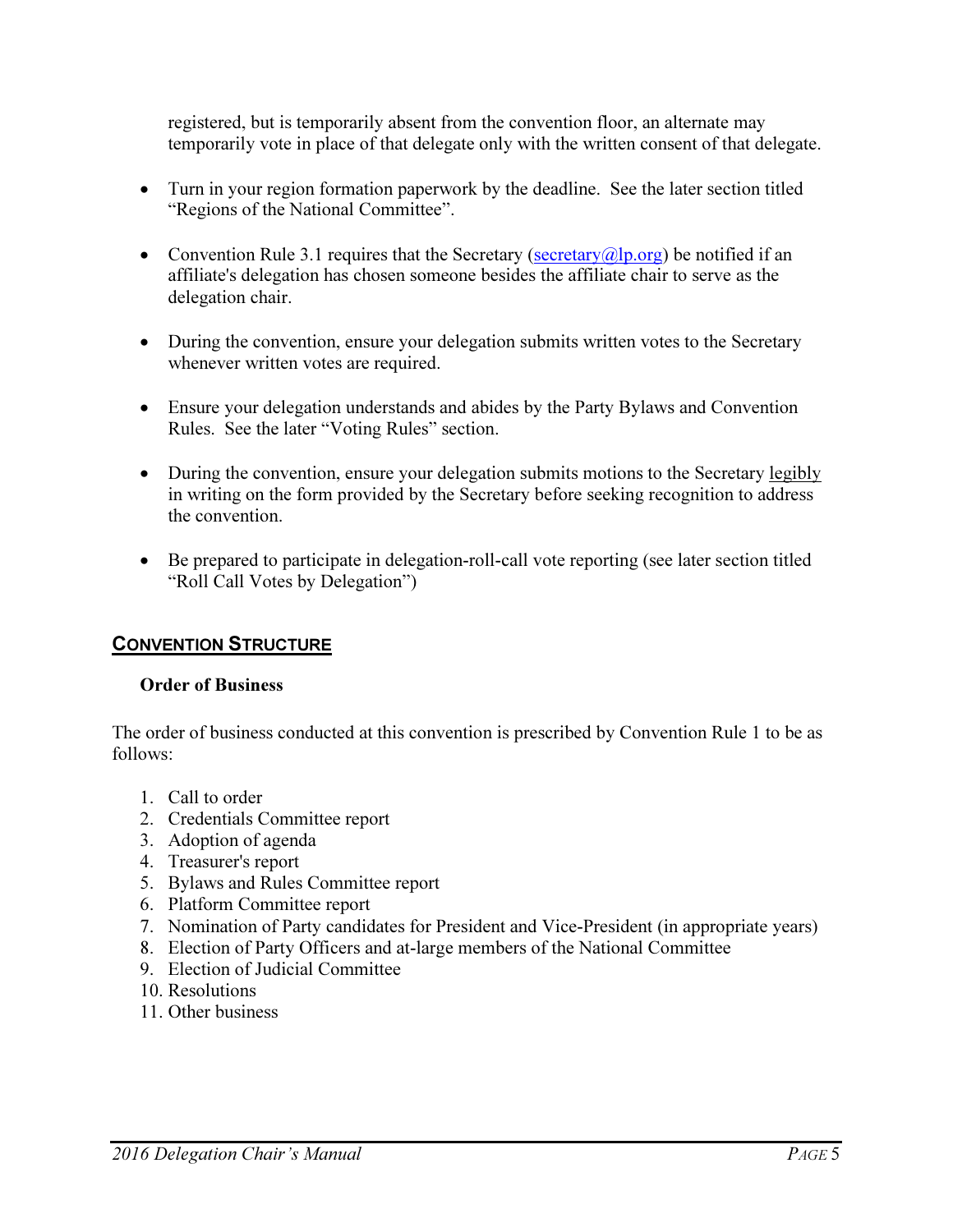registered, but is temporarily absent from the convention floor, an alternate may temporarily vote in place of that delegate only with the written consent of that delegate.

- Turn in your region formation paperwork by the deadline. See the later section titled "Regions of the National Committee".
- Convention Rule 3.1 requires that the Secretary (secretary@lp.org) be notified if an affiliate's delegation has chosen someone besides the affiliate chair to serve as the delegation chair.
- During the convention, ensure your delegation submits written votes to the Secretary whenever written votes are required.
- Ensure your delegation understands and abides by the Party Bylaws and Convention Rules. See the later "Voting Rules" section.
- During the convention, ensure your delegation submits motions to the Secretary legibly in writing on the form provided by the Secretary before seeking recognition to address the convention.
- Be prepared to participate in delegation-roll-call vote reporting (see later section titled "Roll Call Votes by Delegation")

## CONVENTION STRUCTURE

### Order of Business

The order of business conducted at this convention is prescribed by Convention Rule 1 to be as follows:

1. Call to order
2. Credentials Committee report
3. Adoption of agenda
4. Treasurer's report
5. Bylaws and Rules Committee report
6. Platform Committee report
7. Nomination of Party candidates for President and Vice-President (in appropriate years)
8. Election of Party Officers and at-large members of the National Committee
9. Election of Judicial Committee
10. Resolutions
11. Other business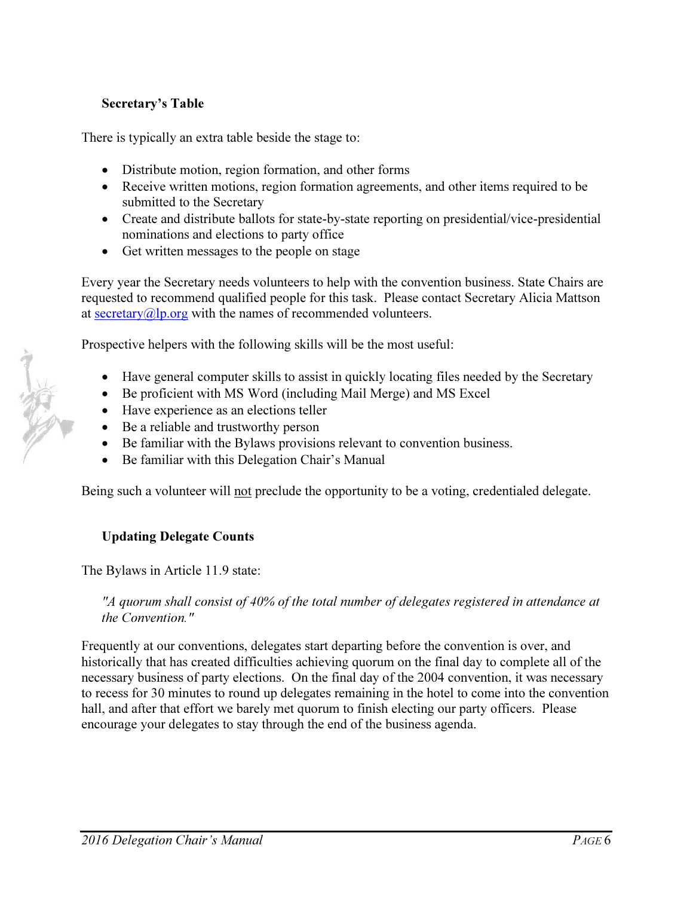### Secretary's Table

There is typically an extra table beside the stage to:

- Distribute motion, region formation, and other forms
- Receive written motions, region formation agreements, and other items required to be submitted to the Secretary
- Create and distribute ballots for state-by-state reporting on presidential/vice-presidential nominations and elections to party office
- Get written messages to the people on stage

Every year the Secretary needs volunteers to help with the convention business. State Chairs are requested to recommend qualified people for this task. Please contact Secretary Alicia Mattson at secretary@lp.org with the names of recommended volunteers.

Prospective helpers with the following skills will be the most useful:

- Have general computer skills to assist in quickly locating files needed by the Secretary
- Be proficient with MS Word (including Mail Merge) and MS Excel
- Have experience as an elections teller
- Be a reliable and trustworthy person
- Be familiar with the Bylaws provisions relevant to convention business.
- Be familiar with this Delegation Chair's Manual

Being such a volunteer will not preclude the opportunity to be a voting, credentialed delegate.

### Updating Delegate Counts

The Bylaws in Article 11.9 state:

> *"A quorum shall consist of 40% of the total number of delegates registered in attendance at the Convention."*

Frequently at our conventions, delegates start departing before the convention is over, and historically that has created difficulties achieving quorum on the final day to complete all of the necessary business of party elections. On the final day of the 2004 convention, it was necessary to recess for 30 minutes to round up delegates remaining in the hotel to come into the convention hall, and after that effort we barely met quorum to finish electing our party officers. Please encourage your delegates to stay through the end of the business agenda.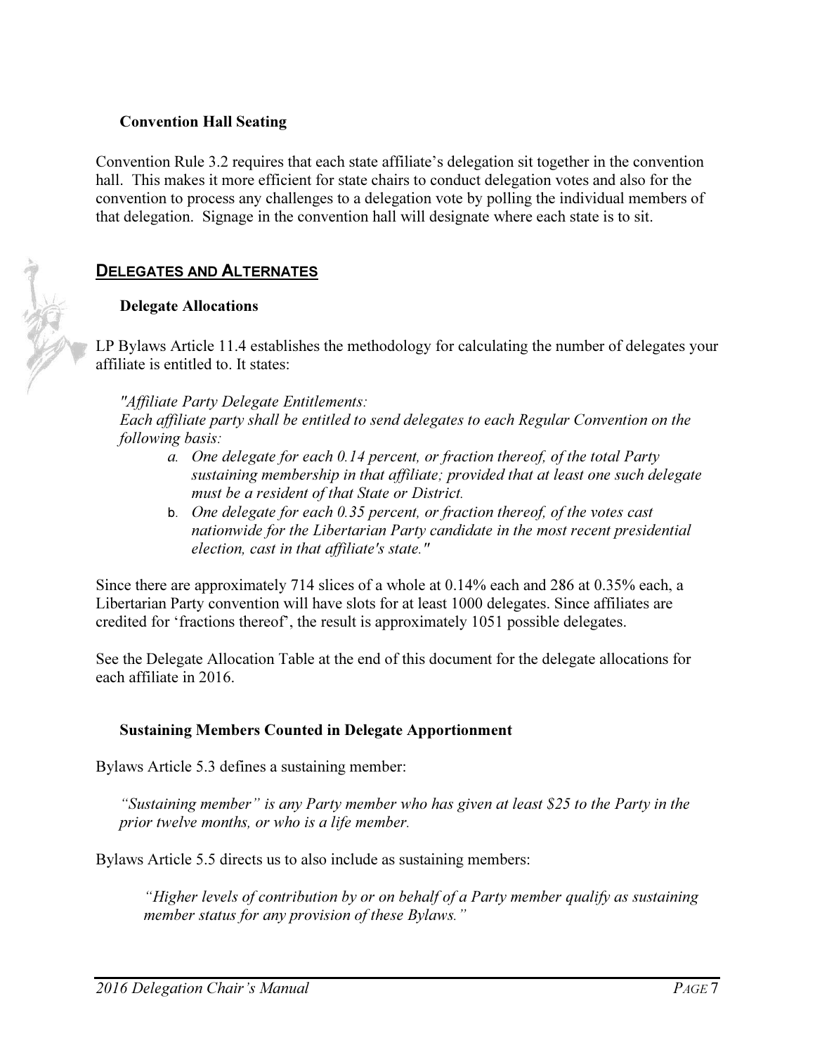### Convention Hall Seating

Convention Rule 3.2 requires that each state affiliate's delegation sit together in the convention hall. This makes it more efficient for state chairs to conduct delegation votes and also for the convention to process any challenges to a delegation vote by polling the individual members of that delegation. Signage in the convention hall will designate where each state is to sit.

## DELEGATES AND ALTERNATES

### Delegate Allocations

LP Bylaws Article 11.4 establishes the methodology for calculating the number of delegates your affiliate is entitled to. It states:

*"Affiliate Party Delegate Entitlements:*
*Each affiliate party shall be entitled to send delegates to each Regular Convention on the following basis:*

a. *One delegate for each 0.14 percent, or fraction thereof, of the total Party sustaining membership in that affiliate; provided that at least one such delegate must be a resident of that State or District.*
b. *One delegate for each 0.35 percent, or fraction thereof, of the votes cast nationwide for the Libertarian Party candidate in the most recent presidential election, cast in that affiliate's state."*

Since there are approximately 714 slices of a whole at 0.14% each and 286 at 0.35% each, a Libertarian Party convention will have slots for at least 1000 delegates. Since affiliates are credited for 'fractions thereof', the result is approximately 1051 possible delegates.

See the Delegate Allocation Table at the end of this document for the delegate allocations for each affiliate in 2016.

### Sustaining Members Counted in Delegate Apportionment

Bylaws Article 5.3 defines a sustaining member:

*"Sustaining member" is any Party member who has given at least $25 to the Party in the prior twelve months, or who is a life member.*

Bylaws Article 5.5 directs us to also include as sustaining members:

*"Higher levels of contribution by or on behalf of a Party member qualify as sustaining member status for any provision of these Bylaws."*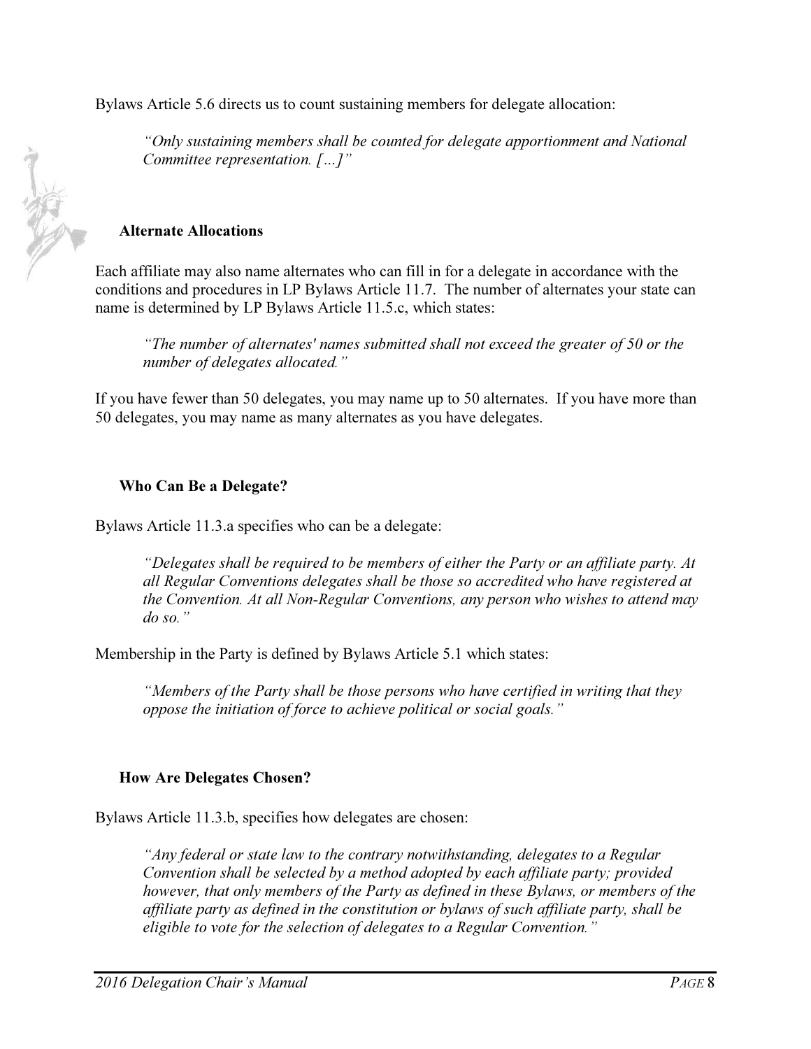Bylaws Article 5.6 directs us to count sustaining members for delegate allocation:

> *"Only sustaining members shall be counted for delegate apportionment and National Committee representation. […]"*

### Alternate Allocations

Each affiliate may also name alternates who can fill in for a delegate in accordance with the conditions and procedures in LP Bylaws Article 11.7. The number of alternates your state can name is determined by LP Bylaws Article 11.5.c, which states:

> *"The number of alternates' names submitted shall not exceed the greater of 50 or the number of delegates allocated."*

If you have fewer than 50 delegates, you may name up to 50 alternates. If you have more than 50 delegates, you may name as many alternates as you have delegates.

### Who Can Be a Delegate?

Bylaws Article 11.3.a specifies who can be a delegate:

> *"Delegates shall be required to be members of either the Party or an affiliate party. At all Regular Conventions delegates shall be those so accredited who have registered at the Convention. At all Non-Regular Conventions, any person who wishes to attend may do so."*

Membership in the Party is defined by Bylaws Article 5.1 which states:

> *"Members of the Party shall be those persons who have certified in writing that they oppose the initiation of force to achieve political or social goals."*

### How Are Delegates Chosen?

Bylaws Article 11.3.b, specifies how delegates are chosen:

> *"Any federal or state law to the contrary notwithstanding, delegates to a Regular Convention shall be selected by a method adopted by each affiliate party; provided however, that only members of the Party as defined in these Bylaws, or members of the affiliate party as defined in the constitution or bylaws of such affiliate party, shall be eligible to vote for the selection of delegates to a Regular Convention."*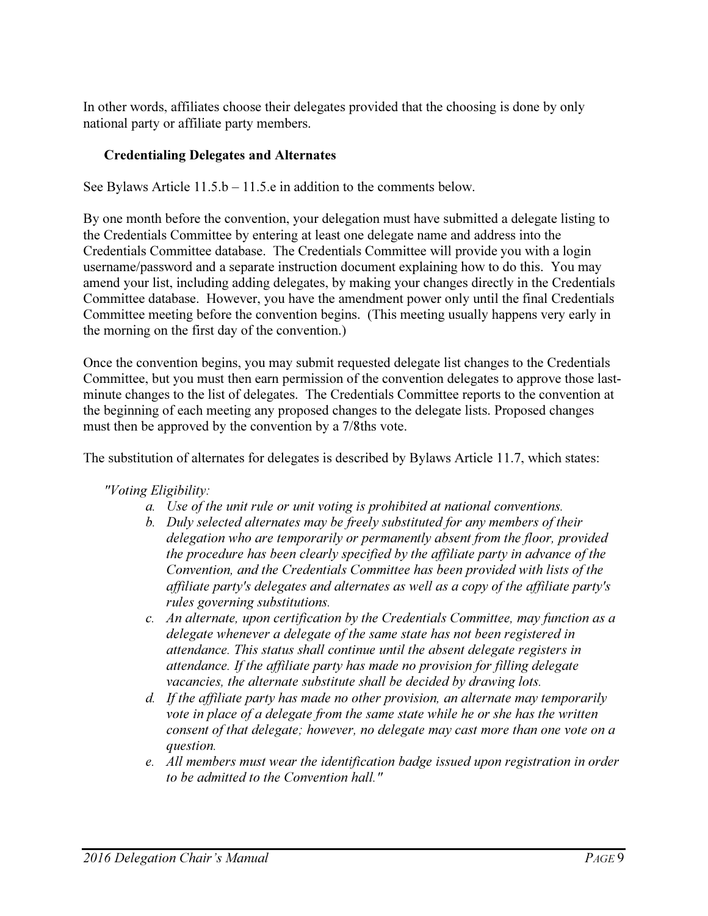In other words, affiliates choose their delegates provided that the choosing is done by only national party or affiliate party members.

### Credentialing Delegates and Alternates

See Bylaws Article 11.5.b – 11.5.e in addition to the comments below.

By one month before the convention, your delegation must have submitted a delegate listing to the Credentials Committee by entering at least one delegate name and address into the Credentials Committee database. The Credentials Committee will provide you with a login username/password and a separate instruction document explaining how to do this. You may amend your list, including adding delegates, by making your changes directly in the Credentials Committee database. However, you have the amendment power only until the final Credentials Committee meeting before the convention begins. (This meeting usually happens very early in the morning on the first day of the convention.)

Once the convention begins, you may submit requested delegate list changes to the Credentials Committee, but you must then earn permission of the convention delegates to approve those last-minute changes to the list of delegates. The Credentials Committee reports to the convention at the beginning of each meeting any proposed changes to the delegate lists. Proposed changes must then be approved by the convention by a 7/8ths vote.

The substitution of alternates for delegates is described by Bylaws Article 11.7, which states:

*"Voting Eligibility:*

- a. *Use of the unit rule or unit voting is prohibited at national conventions.*
- b. *Duly selected alternates may be freely substituted for any members of their delegation who are temporarily or permanently absent from the floor, provided the procedure has been clearly specified by the affiliate party in advance of the Convention, and the Credentials Committee has been provided with lists of the affiliate party's delegates and alternates as well as a copy of the affiliate party's rules governing substitutions.*
- c. *An alternate, upon certification by the Credentials Committee, may function as a delegate whenever a delegate of the same state has not been registered in attendance. This status shall continue until the absent delegate registers in attendance. If the affiliate party has made no provision for filling delegate vacancies, the alternate substitute shall be decided by drawing lots.*
- d. *If the affiliate party has made no other provision, an alternate may temporarily vote in place of a delegate from the same state while he or she has the written consent of that delegate; however, no delegate may cast more than one vote on a question.*
- e. *All members must wear the identification badge issued upon registration in order to be admitted to the Convention hall."*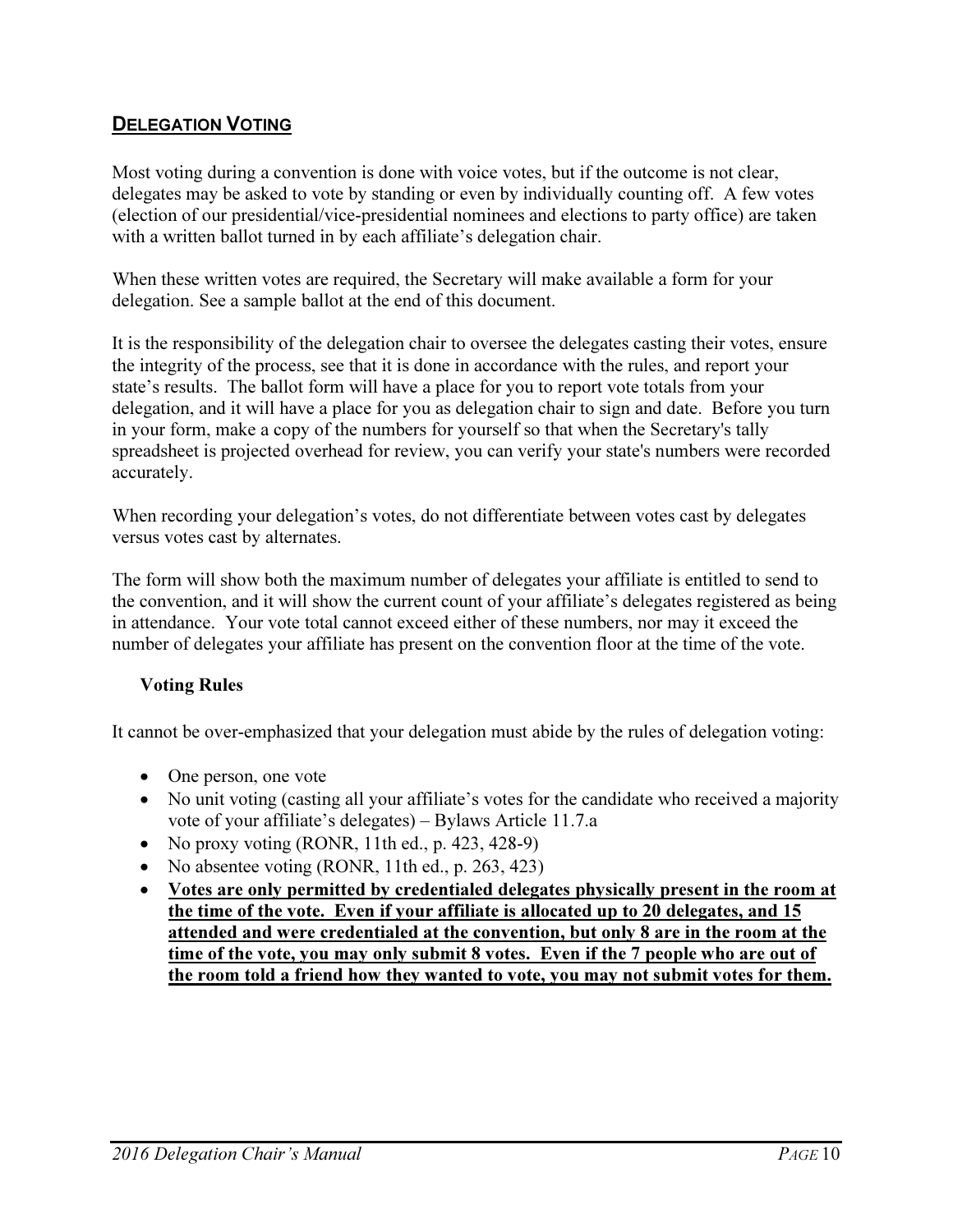## DELEGATION VOTING

Most voting during a convention is done with voice votes, but if the outcome is not clear, delegates may be asked to vote by standing or even by individually counting off. A few votes (election of our presidential/vice-presidential nominees and elections to party office) are taken with a written ballot turned in by each affiliate's delegation chair.

When these written votes are required, the Secretary will make available a form for your delegation. See a sample ballot at the end of this document.

It is the responsibility of the delegation chair to oversee the delegates casting their votes, ensure the integrity of the process, see that it is done in accordance with the rules, and report your state's results. The ballot form will have a place for you to report vote totals from your delegation, and it will have a place for you as delegation chair to sign and date. Before you turn in your form, make a copy of the numbers for yourself so that when the Secretary's tally spreadsheet is projected overhead for review, you can verify your state's numbers were recorded accurately.

When recording your delegation's votes, do not differentiate between votes cast by delegates versus votes cast by alternates.

The form will show both the maximum number of delegates your affiliate is entitled to send to the convention, and it will show the current count of your affiliate's delegates registered as being in attendance. Your vote total cannot exceed either of these numbers, nor may it exceed the number of delegates your affiliate has present on the convention floor at the time of the vote.

### Voting Rules

It cannot be over-emphasized that your delegation must abide by the rules of delegation voting:

- One person, one vote
- No unit voting (casting all your affiliate's votes for the candidate who received a majority vote of your affiliate's delegates) – Bylaws Article 11.7.a
- No proxy voting (RONR, 11th ed., p. 423, 428-9)
- No absentee voting (RONR, 11th ed., p. 263, 423)
- **Votes are only permitted by credentialed delegates physically present in the room at the time of the vote. Even if your affiliate is allocated up to 20 delegates, and 15 attended and were credentialed at the convention, but only 8 are in the room at the time of the vote, you may only submit 8 votes. Even if the 7 people who are out of the room told a friend how they wanted to vote, you may not submit votes for them.**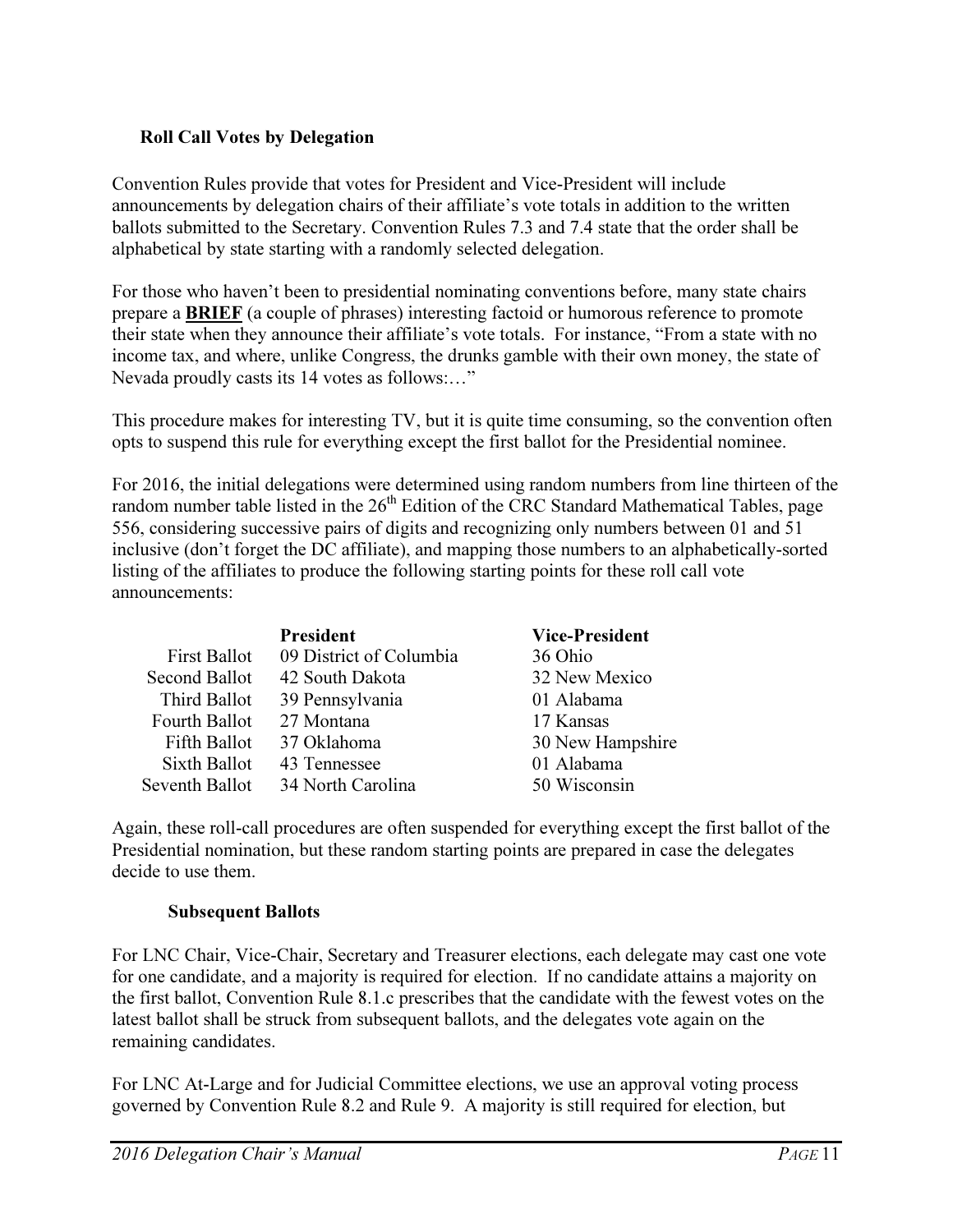### Roll Call Votes by Delegation

Convention Rules provide that votes for President and Vice-President will include announcements by delegation chairs of their affiliate's vote totals in addition to the written ballots submitted to the Secretary. Convention Rules 7.3 and 7.4 state that the order shall be alphabetical by state starting with a randomly selected delegation.

For those who haven't been to presidential nominating conventions before, many state chairs prepare a **BRIEF** (a couple of phrases) interesting factoid or humorous reference to promote their state when they announce their affiliate's vote totals. For instance, "From a state with no income tax, and where, unlike Congress, the drunks gamble with their own money, the state of Nevada proudly casts its 14 votes as follows:…"

This procedure makes for interesting TV, but it is quite time consuming, so the convention often opts to suspend this rule for everything except the first ballot for the Presidential nominee.

For 2016, the initial delegations were determined using random numbers from line thirteen of the random number table listed in the 26th Edition of the CRC Standard Mathematical Tables, page 556, considering successive pairs of digits and recognizing only numbers between 01 and 51 inclusive (don't forget the DC affiliate), and mapping those numbers to an alphabetically-sorted listing of the affiliates to produce the following starting points for these roll call vote announcements:

| | **President** | **Vice-President** |
|---|---|---|
| First Ballot | 09 District of Columbia | 36 Ohio |
| Second Ballot | 42 South Dakota | 32 New Mexico |
| Third Ballot | 39 Pennsylvania | 01 Alabama |
| Fourth Ballot | 27 Montana | 17 Kansas |
| Fifth Ballot | 37 Oklahoma | 30 New Hampshire |
| Sixth Ballot | 43 Tennessee | 01 Alabama |
| Seventh Ballot | 34 North Carolina | 50 Wisconsin |

Again, these roll-call procedures are often suspended for everything except the first ballot of the Presidential nomination, but these random starting points are prepared in case the delegates decide to use them.

### Subsequent Ballots

For LNC Chair, Vice-Chair, Secretary and Treasurer elections, each delegate may cast one vote for one candidate, and a majority is required for election. If no candidate attains a majority on the first ballot, Convention Rule 8.1.c prescribes that the candidate with the fewest votes on the latest ballot shall be struck from subsequent ballots, and the delegates vote again on the remaining candidates.

For LNC At-Large and for Judicial Committee elections, we use an approval voting process governed by Convention Rule 8.2 and Rule 9. A majority is still required for election, but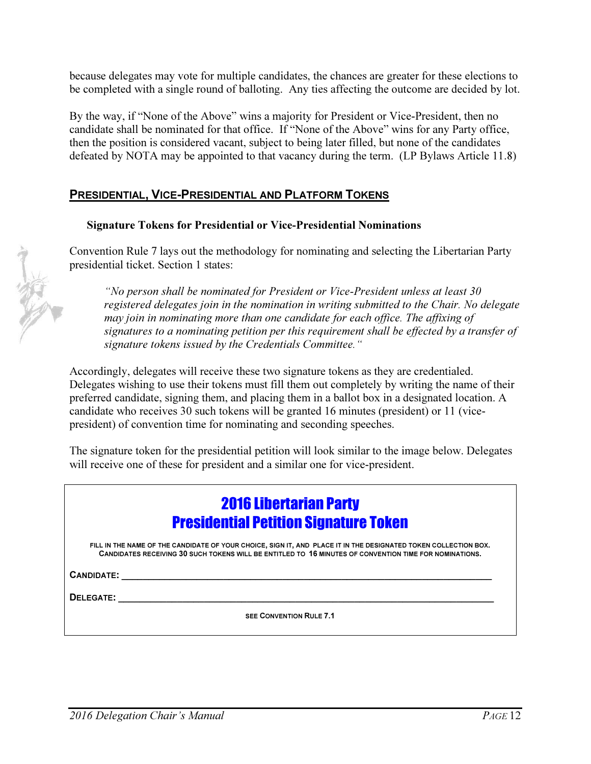because delegates may vote for multiple candidates, the chances are greater for these elections to be completed with a single round of balloting. Any ties affecting the outcome are decided by lot.

By the way, if "None of the Above" wins a majority for President or Vice-President, then no candidate shall be nominated for that office. If "None of the Above" wins for any Party office, then the position is considered vacant, subject to being later filled, but none of the candidates defeated by NOTA may be appointed to that vacancy during the term. (LP Bylaws Article 11.8)

## PRESIDENTIAL, VICE-PRESIDENTIAL AND PLATFORM TOKENS

### Signature Tokens for Presidential or Vice-Presidential Nominations

Convention Rule 7 lays out the methodology for nominating and selecting the Libertarian Party presidential ticket. Section 1 states:

> *"No person shall be nominated for President or Vice-President unless at least 30 registered delegates join in the nomination in writing submitted to the Chair. No delegate may join in nominating more than one candidate for each office. The affixing of signatures to a nominating petition per this requirement shall be effected by a transfer of signature tokens issued by the Credentials Committee."*

Accordingly, delegates will receive these two signature tokens as they are credentialed. Delegates wishing to use their tokens must fill them out completely by writing the name of their preferred candidate, signing them, and placing them in a ballot box in a designated location. A candidate who receives 30 such tokens will be granted 16 minutes (president) or 11 (vice-president) of convention time for nominating and seconding speeches.

The signature token for the presidential petition will look similar to the image below. Delegates will receive one of these for president and a similar one for vice-president.

**2016 Libertarian Party**
**Presidential Petition Signature Token**

FILL IN THE NAME OF THE CANDIDATE OF YOUR CHOICE, SIGN IT, AND PLACE IT IN THE DESIGNATED TOKEN COLLECTION BOX. CANDIDATES RECEIVING **30** SUCH TOKENS WILL BE ENTITLED TO **16** MINUTES OF CONVENTION TIME FOR NOMINATIONS.

**CANDIDATE:** ______________________________________________

**DELEGATE:** ______________________________________________

SEE CONVENTION RULE 7.1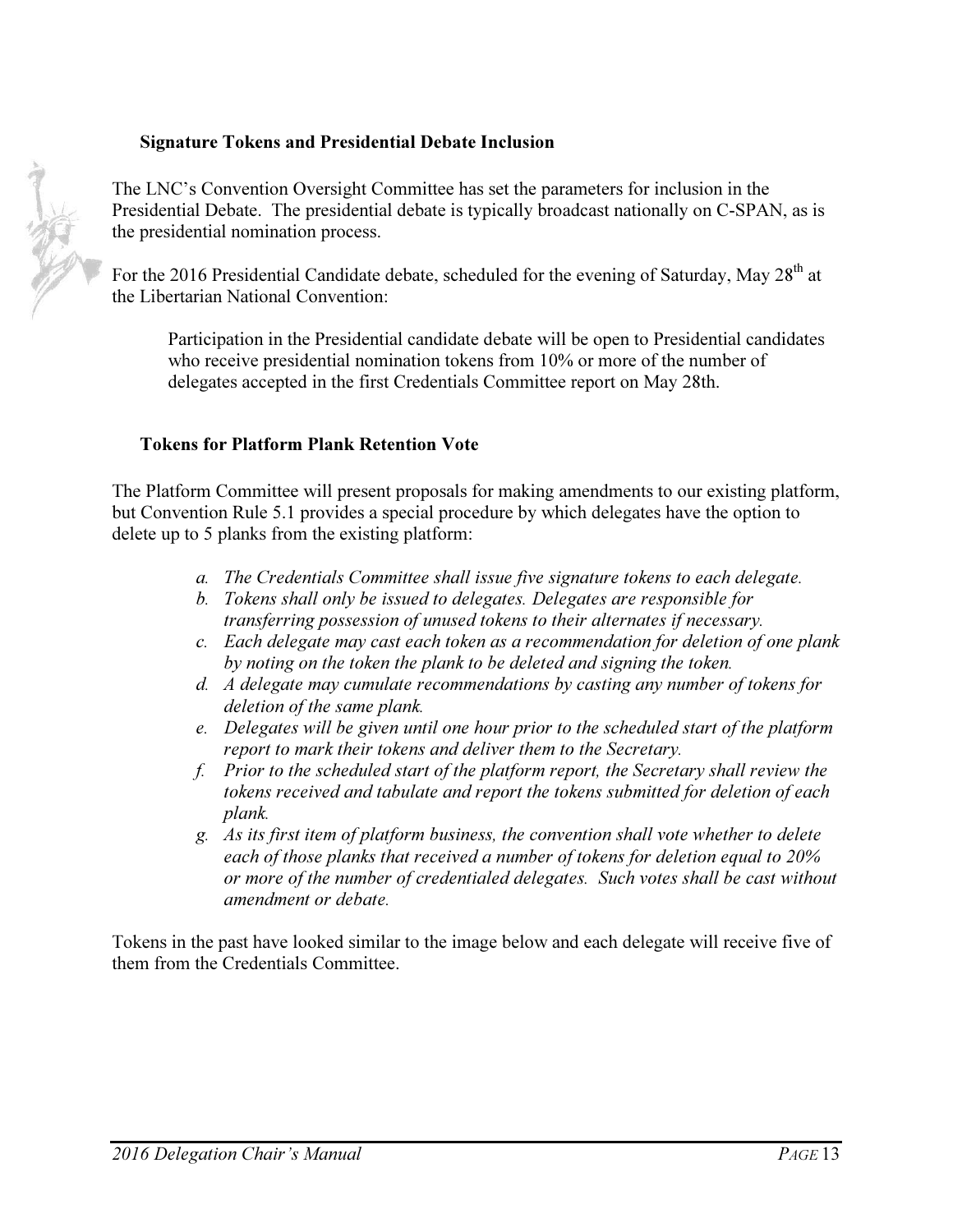### Signature Tokens and Presidential Debate Inclusion

The LNC's Convention Oversight Committee has set the parameters for inclusion in the Presidential Debate. The presidential debate is typically broadcast nationally on C-SPAN, as is the presidential nomination process.

For the 2016 Presidential Candidate debate, scheduled for the evening of Saturday, May 28th at the Libertarian National Convention:

> Participation in the Presidential candidate debate will be open to Presidential candidates who receive presidential nomination tokens from 10% or more of the number of delegates accepted in the first Credentials Committee report on May 28th.

### Tokens for Platform Plank Retention Vote

The Platform Committee will present proposals for making amendments to our existing platform, but Convention Rule 5.1 provides a special procedure by which delegates have the option to delete up to 5 planks from the existing platform:

a. *The Credentials Committee shall issue five signature tokens to each delegate.*
b. *Tokens shall only be issued to delegates. Delegates are responsible for transferring possession of unused tokens to their alternates if necessary.*
c. *Each delegate may cast each token as a recommendation for deletion of one plank by noting on the token the plank to be deleted and signing the token.*
d. *A delegate may cumulate recommendations by casting any number of tokens for deletion of the same plank.*
e. *Delegates will be given until one hour prior to the scheduled start of the platform report to mark their tokens and deliver them to the Secretary.*
f. *Prior to the scheduled start of the platform report, the Secretary shall review the tokens received and tabulate and report the tokens submitted for deletion of each plank.*
g. *As its first item of platform business, the convention shall vote whether to delete each of those planks that received a number of tokens for deletion equal to 20% or more of the number of credentialed delegates. Such votes shall be cast without amendment or debate.*

Tokens in the past have looked similar to the image below and each delegate will receive five of them from the Credentials Committee.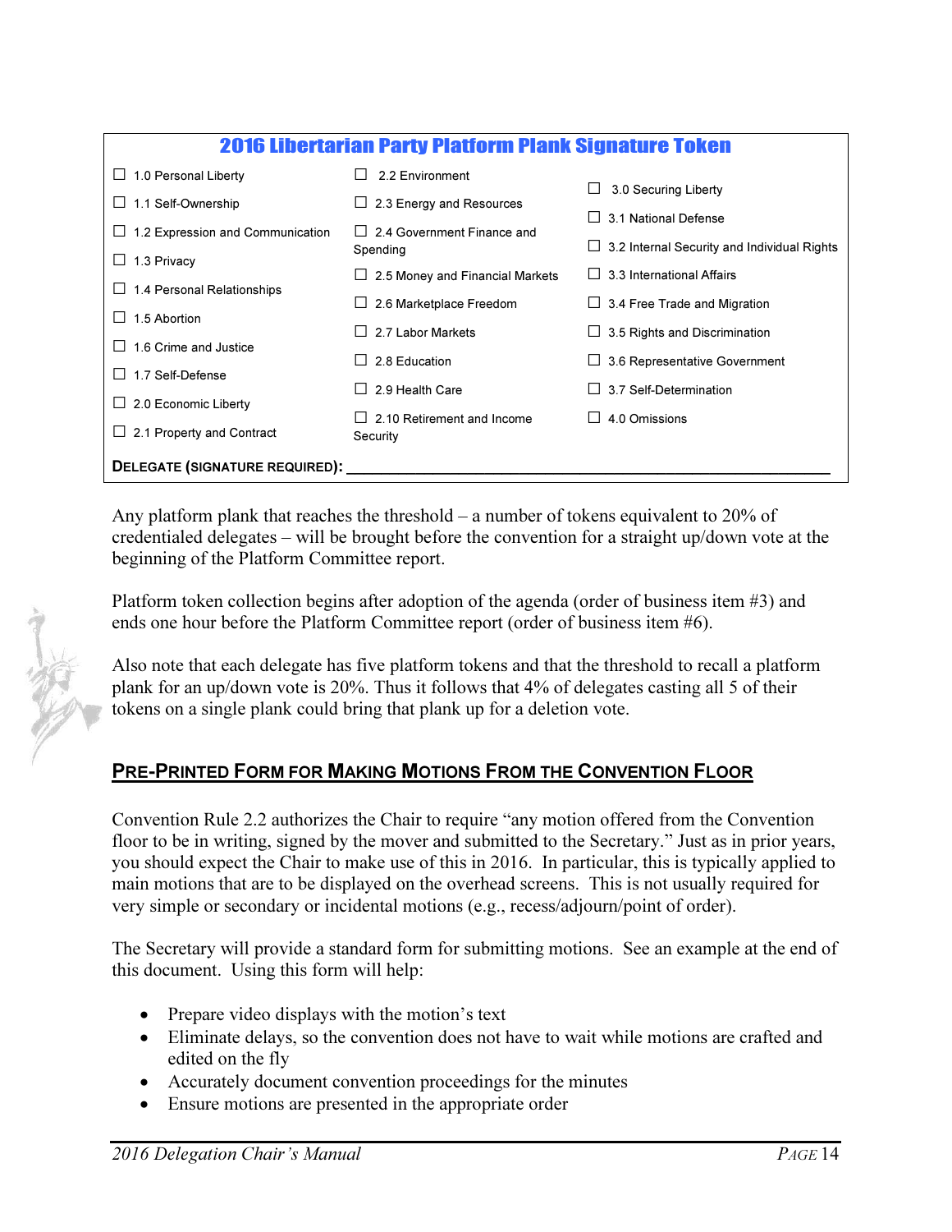## 2016 Libertarian Party Platform Plank Signature Token

- ☐ 1.0 Personal Liberty
- ☐ 1.1 Self-Ownership
- ☐ 1.2 Expression and Communication
- ☐ 1.3 Privacy
- ☐ 1.4 Personal Relationships
- ☐ 1.5 Abortion
- ☐ 1.6 Crime and Justice
- ☐ 1.7 Self-Defense
- ☐ 2.0 Economic Liberty
- ☐ 2.1 Property and Contract
- ☐ 2.2 Environment
- ☐ 2.3 Energy and Resources
- ☐ 2.4 Government Finance and Spending
- ☐ 2.5 Money and Financial Markets
- ☐ 2.6 Marketplace Freedom
- ☐ 2.7 Labor Markets
- ☐ 2.8 Education
- ☐ 2.9 Health Care
- ☐ 2.10 Retirement and Income Security
- ☐ 3.0 Securing Liberty
- ☐ 3.1 National Defense
- ☐ 3.2 Internal Security and Individual Rights
- ☐ 3.3 International Affairs
- ☐ 3.4 Free Trade and Migration
- ☐ 3.5 Rights and Discrimination
- ☐ 3.6 Representative Government
- ☐ 3.7 Self-Determination
- ☐ 4.0 Omissions

**DELEGATE (SIGNATURE REQUIRED):** ______________________________

Any platform plank that reaches the threshold – a number of tokens equivalent to 20% of credentialed delegates – will be brought before the convention for a straight up/down vote at the beginning of the Platform Committee report.

Platform token collection begins after adoption of the agenda (order of business item #3) and ends one hour before the Platform Committee report (order of business item #6).

Also note that each delegate has five platform tokens and that the threshold to recall a platform plank for an up/down vote is 20%. Thus it follows that 4% of delegates casting all 5 of their tokens on a single plank could bring that plank up for a deletion vote.

## Pre-Printed Form for Making Motions From the Convention Floor

Convention Rule 2.2 authorizes the Chair to require "any motion offered from the Convention floor to be in writing, signed by the mover and submitted to the Secretary." Just as in prior years, you should expect the Chair to make use of this in 2016. In particular, this is typically applied to main motions that are to be displayed on the overhead screens. This is not usually required for very simple or secondary or incidental motions (e.g., recess/adjourn/point of order).

The Secretary will provide a standard form for submitting motions. See an example at the end of this document. Using this form will help:

- Prepare video displays with the motion's text
- Eliminate delays, so the convention does not have to wait while motions are crafted and edited on the fly
- Accurately document convention proceedings for the minutes
- Ensure motions are presented in the appropriate order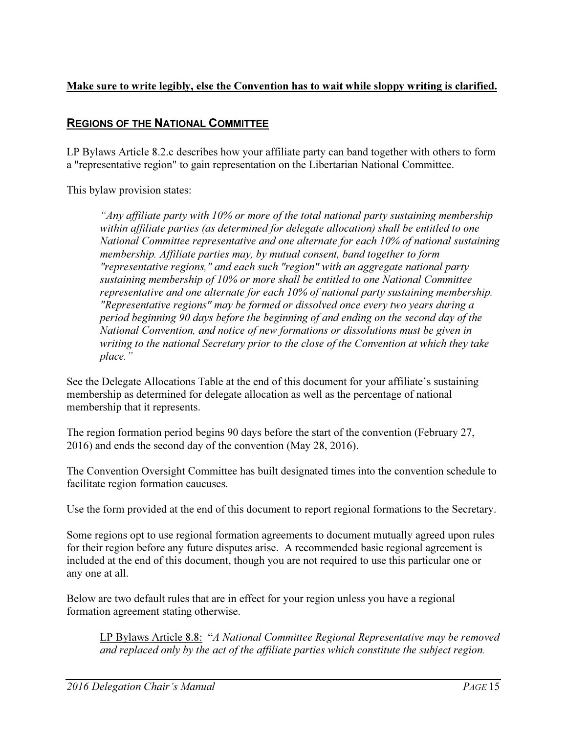**Make sure to write legibly, else the Convention has to wait while sloppy writing is clarified.**

## REGIONS OF THE NATIONAL COMMITTEE

LP Bylaws Article 8.2.c describes how your affiliate party can band together with others to form a "representative region" to gain representation on the Libertarian National Committee.

This bylaw provision states:

> *"Any affiliate party with 10% or more of the total national party sustaining membership within affiliate parties (as determined for delegate allocation) shall be entitled to one National Committee representative and one alternate for each 10% of national sustaining membership. Affiliate parties may, by mutual consent, band together to form "representative regions," and each such "region" with an aggregate national party sustaining membership of 10% or more shall be entitled to one National Committee representative and one alternate for each 10% of national party sustaining membership. "Representative regions" may be formed or dissolved once every two years during a period beginning 90 days before the beginning of and ending on the second day of the National Convention, and notice of new formations or dissolutions must be given in writing to the national Secretary prior to the close of the Convention at which they take place."*

See the Delegate Allocations Table at the end of this document for your affiliate's sustaining membership as determined for delegate allocation as well as the percentage of national membership that it represents.

The region formation period begins 90 days before the start of the convention (February 27, 2016) and ends the second day of the convention (May 28, 2016).

The Convention Oversight Committee has built designated times into the convention schedule to facilitate region formation caucuses.

Use the form provided at the end of this document to report regional formations to the Secretary.

Some regions opt to use regional formation agreements to document mutually agreed upon rules for their region before any future disputes arise. A recommended basic regional agreement is included at the end of this document, though you are not required to use this particular one or any one at all.

Below are two default rules that are in effect for your region unless you have a regional formation agreement stating otherwise.

> LP Bylaws Article 8.8: "*A National Committee Regional Representative may be removed and replaced only by the act of the affiliate parties which constitute the subject region.*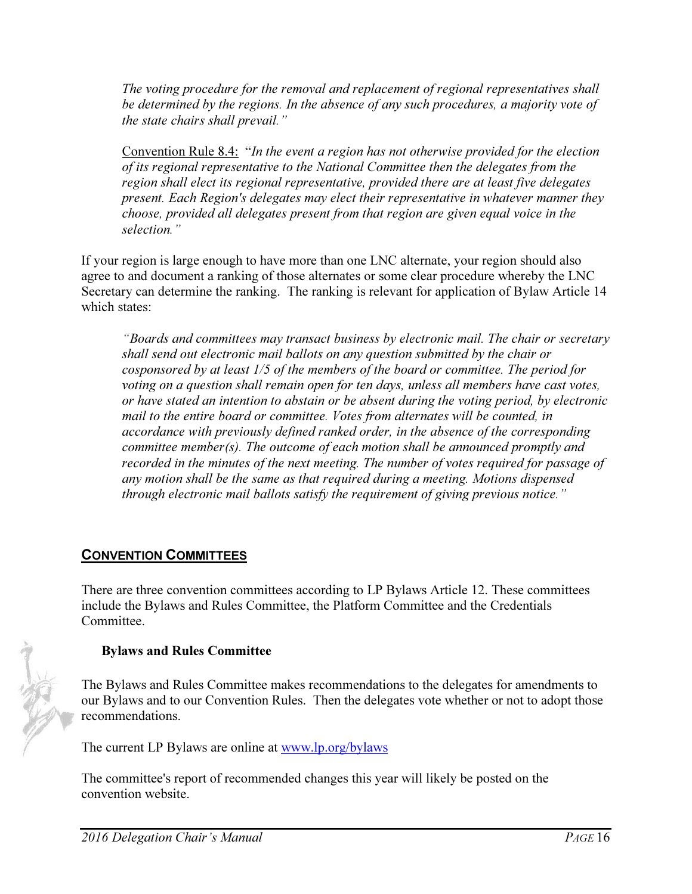> *The voting procedure for the removal and replacement of regional representatives shall be determined by the regions. In the absence of any such procedures, a majority vote of the state chairs shall prevail."*
>
> Convention Rule 8.4: "*In the event a region has not otherwise provided for the election of its regional representative to the National Committee then the delegates from the region shall elect its regional representative, provided there are at least five delegates present. Each Region's delegates may elect their representative in whatever manner they choose, provided all delegates present from that region are given equal voice in the selection."*

If your region is large enough to have more than one LNC alternate, your region should also agree to and document a ranking of those alternates or some clear procedure whereby the LNC Secretary can determine the ranking. The ranking is relevant for application of Bylaw Article 14 which states:

> *"Boards and committees may transact business by electronic mail. The chair or secretary shall send out electronic mail ballots on any question submitted by the chair or cosponsored by at least 1/5 of the members of the board or committee. The period for voting on a question shall remain open for ten days, unless all members have cast votes, or have stated an intention to abstain or be absent during the voting period, by electronic mail to the entire board or committee. Votes from alternates will be counted, in accordance with previously defined ranked order, in the absence of the corresponding committee member(s). The outcome of each motion shall be announced promptly and recorded in the minutes of the next meeting. The number of votes required for passage of any motion shall be the same as that required during a meeting. Motions dispensed through electronic mail ballots satisfy the requirement of giving previous notice."*

## CONVENTION COMMITTEES

There are three convention committees according to LP Bylaws Article 12. These committees include the Bylaws and Rules Committee, the Platform Committee and the Credentials Committee.

### Bylaws and Rules Committee

The Bylaws and Rules Committee makes recommendations to the delegates for amendments to our Bylaws and to our Convention Rules. Then the delegates vote whether or not to adopt those recommendations.

The current LP Bylaws are online at www.lp.org/bylaws

The committee's report of recommended changes this year will likely be posted on the convention website.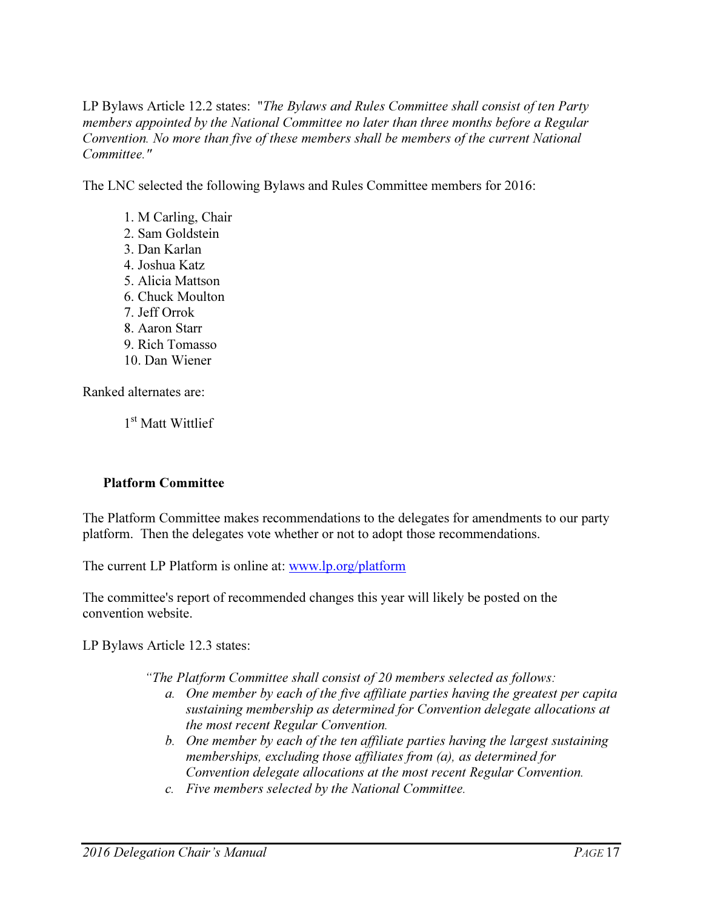LP Bylaws Article 12.2 states: "*The Bylaws and Rules Committee shall consist of ten Party members appointed by the National Committee no later than three months before a Regular Convention. No more than five of these members shall be members of the current National Committee.*"

The LNC selected the following Bylaws and Rules Committee members for 2016:

1. M Carling, Chair
2. Sam Goldstein
3. Dan Karlan
4. Joshua Katz
5. Alicia Mattson
6. Chuck Moulton
7. Jeff Orrok
8. Aaron Starr
9. Rich Tomasso
10. Dan Wiener

Ranked alternates are:

1st Matt Wittlief

### Platform Committee

The Platform Committee makes recommendations to the delegates for amendments to our party platform. Then the delegates vote whether or not to adopt those recommendations.

The current LP Platform is online at: [www.lp.org/platform](www.lp.org/platform)

The committee's report of recommended changes this year will likely be posted on the convention website.

LP Bylaws Article 12.3 states:

> *"The Platform Committee shall consist of 20 members selected as follows:*
> 
> a. *One member by each of the five affiliate parties having the greatest per capita sustaining membership as determined for Convention delegate allocations at the most recent Regular Convention.*
> b. *One member by each of the ten affiliate parties having the largest sustaining memberships, excluding those affiliates from (a), as determined for Convention delegate allocations at the most recent Regular Convention.*
> c. *Five members selected by the National Committee.*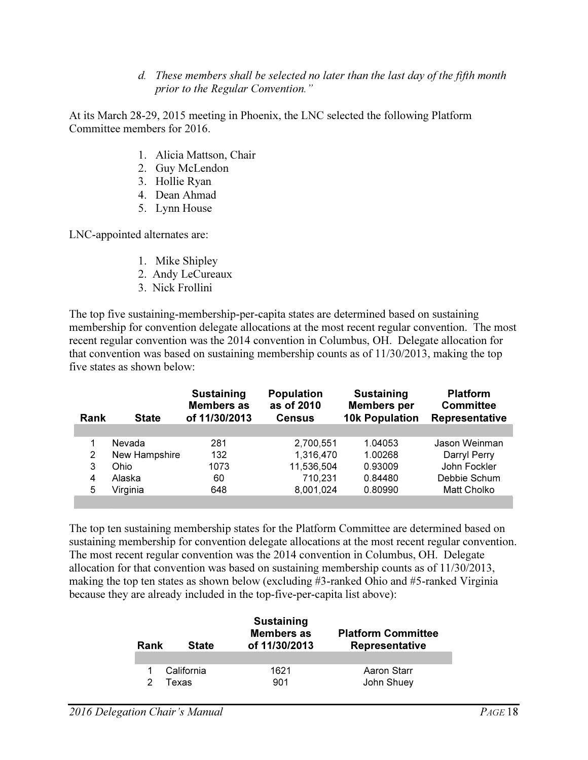*d. These members shall be selected no later than the last day of the fifth month prior to the Regular Convention."*

At its March 28-29, 2015 meeting in Phoenix, the LNC selected the following Platform Committee members for 2016.

1. Alicia Mattson, Chair
2. Guy McLendon
3. Hollie Ryan
4. Dean Ahmad
5. Lynn House

LNC-appointed alternates are:

1. Mike Shipley
2. Andy LeCureaux
3. Nick Frollini

The top five sustaining-membership-per-capita states are determined based on sustaining membership for convention delegate allocations at the most recent regular convention. The most recent regular convention was the 2014 convention in Columbus, OH. Delegate allocation for that convention was based on sustaining membership counts as of 11/30/2013, making the top five states as shown below:

| Rank | State | Sustaining Members as of 11/30/2013 | Population as of 2010 Census | Sustaining Members per 10k Population | Platform Committee Representative |
|---|---|---|---|---|---|
| 1 | Nevada | 281 | 2,700,551 | 1.04053 | Jason Weinman |
| 2 | New Hampshire | 132 | 1,316,470 | 1.00268 | Darryl Perry |
| 3 | Ohio | 1073 | 11,536,504 | 0.93009 | John Fockler |
| 4 | Alaska | 60 | 710,231 | 0.84480 | Debbie Schum |
| 5 | Virginia | 648 | 8,001,024 | 0.80990 | Matt Cholko |

The top ten sustaining membership states for the Platform Committee are determined based on sustaining membership for convention delegate allocations at the most recent regular convention. The most recent regular convention was the 2014 convention in Columbus, OH. Delegate allocation for that convention was based on sustaining membership counts as of 11/30/2013, making the top ten states as shown below (excluding #3-ranked Ohio and #5-ranked Virginia because they are already included in the top-five-per-capita list above):

| Rank | State | Sustaining Members as of 11/30/2013 | Platform Committee Representative |
|---|---|---|---|
| 1 | California | 1621 | Aaron Starr |
| 2 | Texas | 901 | John Shuey |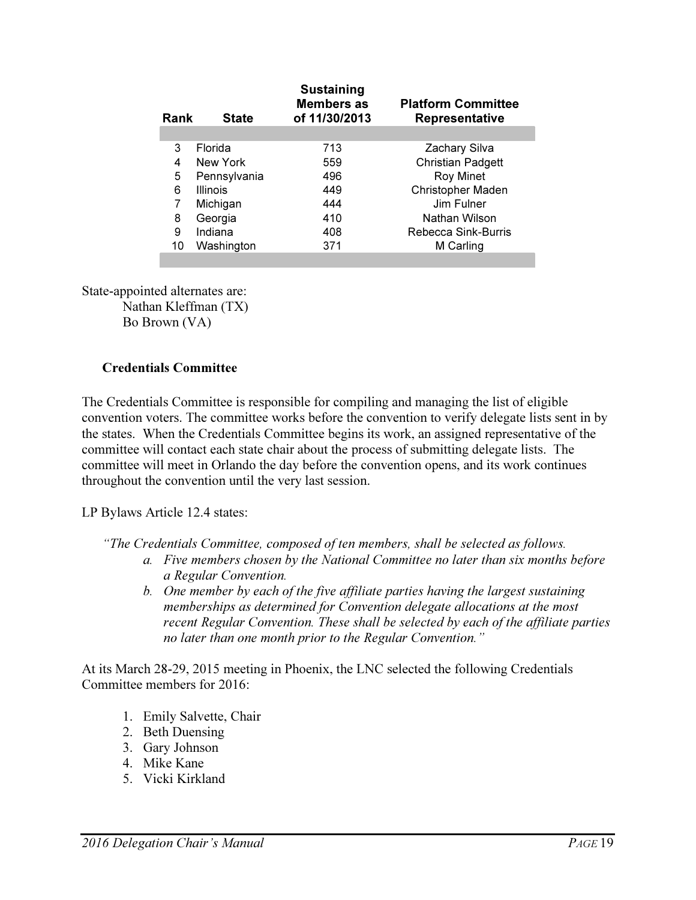| Rank | State | Sustaining Members as of 11/30/2013 | Platform Committee Representative |
|---|---|---|---|
| 3 | Florida | 713 | Zachary Silva |
| 4 | New York | 559 | Christian Padgett |
| 5 | Pennsylvania | 496 | Roy Minet |
| 6 | Illinois | 449 | Christopher Maden |
| 7 | Michigan | 444 | Jim Fulner |
| 8 | Georgia | 410 | Nathan Wilson |
| 9 | Indiana | 408 | Rebecca Sink-Burris |
| 10 | Washington | 371 | M Carling |

State-appointed alternates are:
Nathan Kleffman (TX)
Bo Brown (VA)

### Credentials Committee

The Credentials Committee is responsible for compiling and managing the list of eligible convention voters. The committee works before the convention to verify delegate lists sent in by the states. When the Credentials Committee begins its work, an assigned representative of the committee will contact each state chair about the process of submitting delegate lists. The committee will meet in Orlando the day before the convention opens, and its work continues throughout the convention until the very last session.

LP Bylaws Article 12.4 states:

*"The Credentials Committee, composed of ten members, shall be selected as follows.*

*a. Five members chosen by the National Committee no later than six months before a Regular Convention.*

*b. One member by each of the five affiliate parties having the largest sustaining memberships as determined for Convention delegate allocations at the most recent Regular Convention. These shall be selected by each of the affiliate parties no later than one month prior to the Regular Convention."*

At its March 28-29, 2015 meeting in Phoenix, the LNC selected the following Credentials Committee members for 2016:

1. Emily Salvette, Chair
2. Beth Duensing
3. Gary Johnson
4. Mike Kane
5. Vicki Kirkland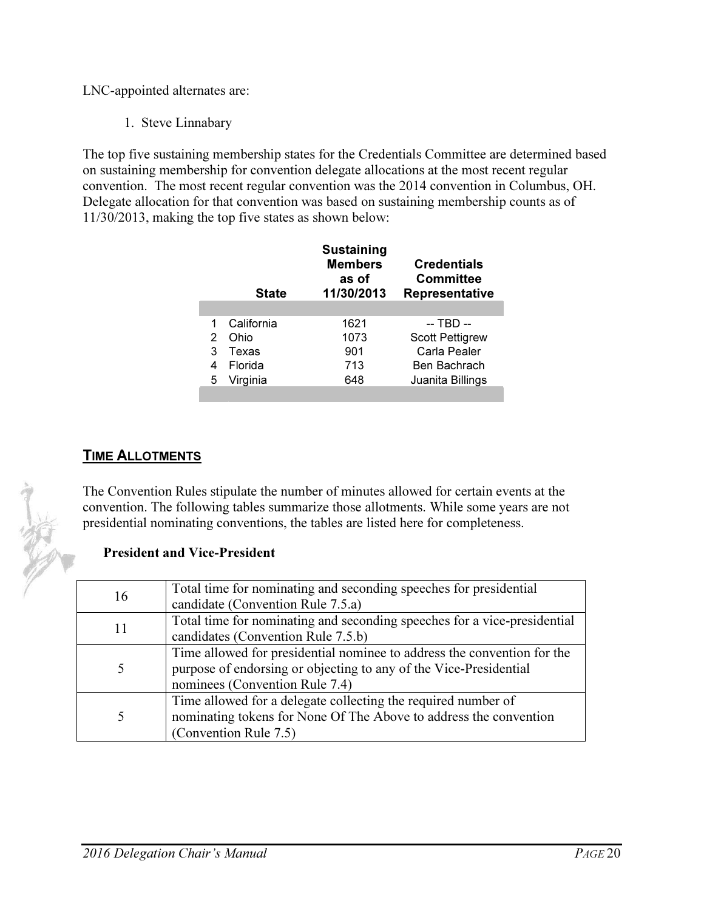LNC-appointed alternates are:

1. Steve Linnabary

The top five sustaining membership states for the Credentials Committee are determined based on sustaining membership for convention delegate allocations at the most recent regular convention. The most recent regular convention was the 2014 convention in Columbus, OH. Delegate allocation for that convention was based on sustaining membership counts as of 11/30/2013, making the top five states as shown below:

| | State | Sustaining Members as of 11/30/2013 | Credentials Committee Representative |
|---|---|---|---|
| 1 | California | 1621 | -- TBD -- |
| 2 | Ohio | 1073 | Scott Pettigrew |
| 3 | Texas | 901 | Carla Pealer |
| 4 | Florida | 713 | Ben Bachrach |
| 5 | Virginia | 648 | Juanita Billings |

## TIME ALLOTMENTS

The Convention Rules stipulate the number of minutes allowed for certain events at the convention. The following tables summarize those allotments. While some years are not presidential nominating conventions, the tables are listed here for completeness.

### President and Vice-President

| | |
|---|---|
| 16 | Total time for nominating and seconding speeches for presidential candidate (Convention Rule 7.5.a) |
| 11 | Total time for nominating and seconding speeches for a vice-presidential candidates (Convention Rule 7.5.b) |
| 5 | Time allowed for presidential nominee to address the convention for the purpose of endorsing or objecting to any of the Vice-Presidential nominees (Convention Rule 7.4) |
| 5 | Time allowed for a delegate collecting the required number of nominating tokens for None Of The Above to address the convention (Convention Rule 7.5) |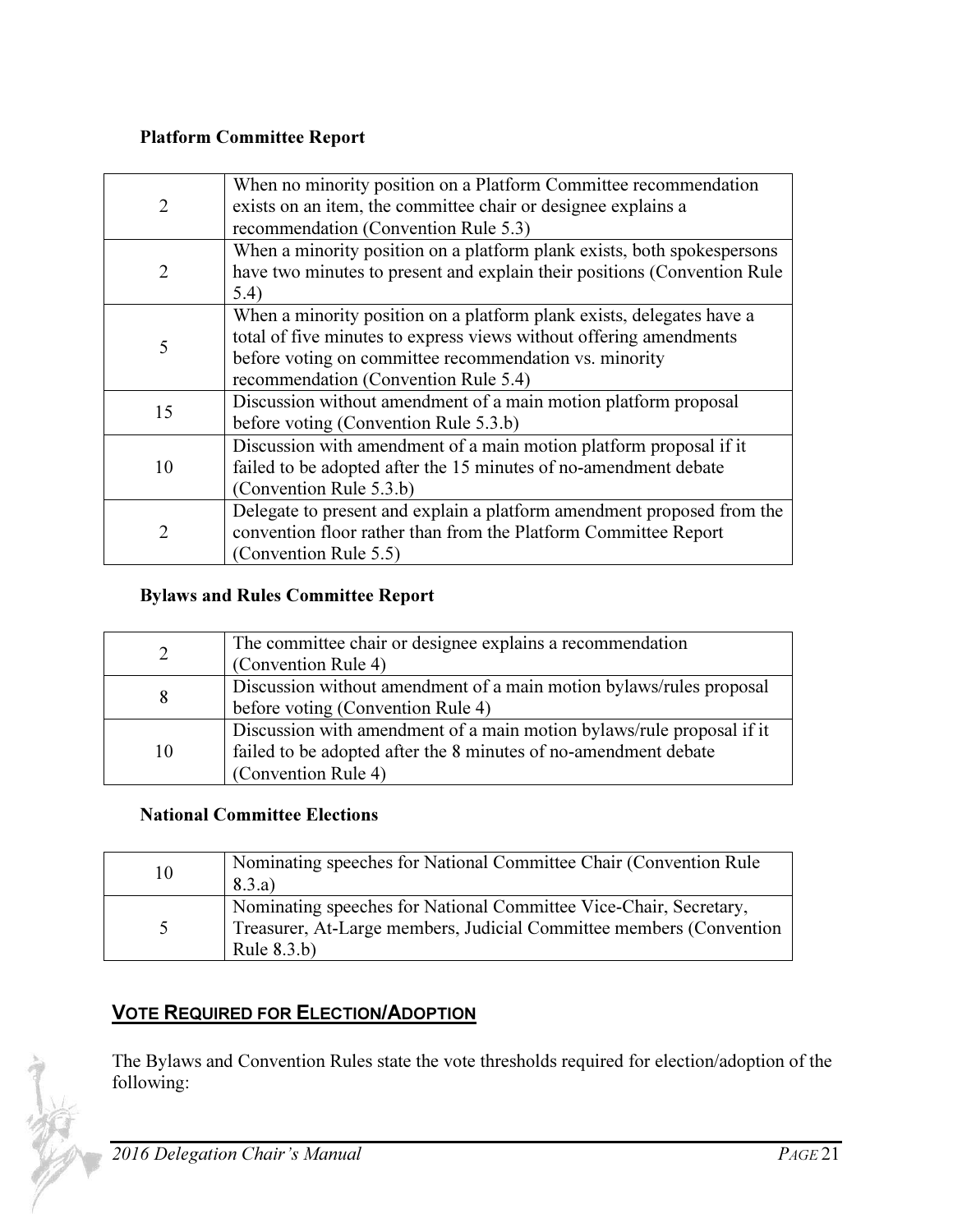**Platform Committee Report**

| | |
|---|---|
| 2 | When no minority position on a Platform Committee recommendation exists on an item, the committee chair or designee explains a recommendation (Convention Rule 5.3) |
| 2 | When a minority position on a platform plank exists, both spokespersons have two minutes to present and explain their positions (Convention Rule 5.4) |
| 5 | When a minority position on a platform plank exists, delegates have a total of five minutes to express views without offering amendments before voting on committee recommendation vs. minority recommendation (Convention Rule 5.4) |
| 15 | Discussion without amendment of a main motion platform proposal before voting (Convention Rule 5.3.b) |
| 10 | Discussion with amendment of a main motion platform proposal if it failed to be adopted after the 15 minutes of no-amendment debate (Convention Rule 5.3.b) |
| 2 | Delegate to present and explain a platform amendment proposed from the convention floor rather than from the Platform Committee Report (Convention Rule 5.5) |

**Bylaws and Rules Committee Report**

| | |
|---|---|
| 2 | The committee chair or designee explains a recommendation (Convention Rule 4) |
| 8 | Discussion without amendment of a main motion bylaws/rules proposal before voting (Convention Rule 4) |
| 10 | Discussion with amendment of a main motion bylaws/rule proposal if it failed to be adopted after the 8 minutes of no-amendment debate (Convention Rule 4) |

**National Committee Elections**

| | |
|---|---|
| 10 | Nominating speeches for National Committee Chair (Convention Rule 8.3.a) |
| 5 | Nominating speeches for National Committee Vice-Chair, Secretary, Treasurer, At-Large members, Judicial Committee members (Convention Rule 8.3.b) |

## VOTE REQUIRED FOR ELECTION/ADOPTION

The Bylaws and Convention Rules state the vote thresholds required for election/adoption of the following: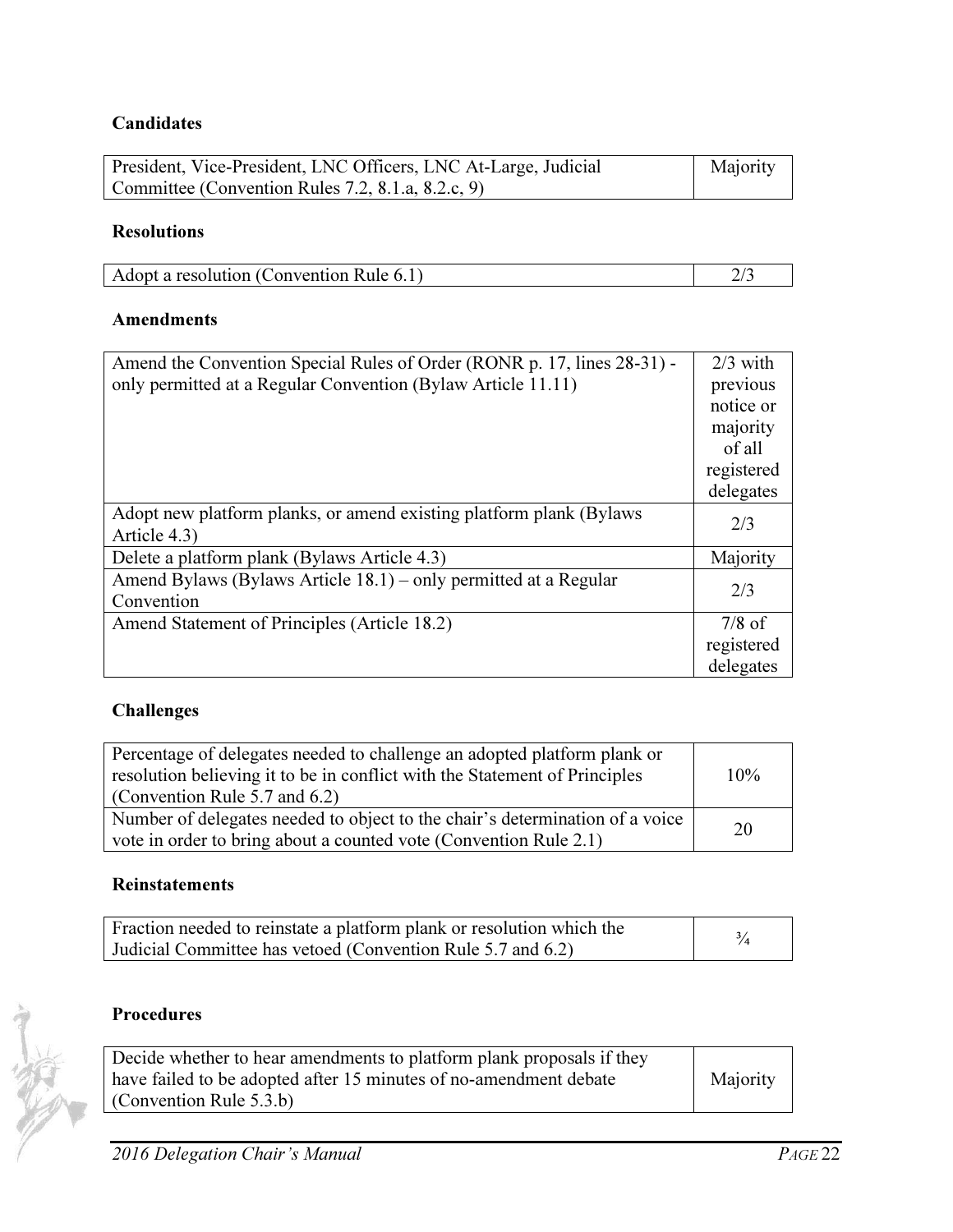### Candidates

| | |
|---|---|
| President, Vice-President, LNC Officers, LNC At-Large, Judicial Committee (Convention Rules 7.2, 8.1.a, 8.2.c, 9) | Majority |

### Resolutions

| | |
|---|---|
| Adopt a resolution (Convention Rule 6.1) | 2/3 |

### Amendments

| | |
|---|---|
| Amend the Convention Special Rules of Order (RONR p. 17, lines 28-31) - only permitted at a Regular Convention (Bylaw Article 11.11) | 2/3 with previous notice or majority of all registered delegates |
| Adopt new platform planks, or amend existing platform plank (Bylaws Article 4.3) | 2/3 |
| Delete a platform plank (Bylaws Article 4.3) | Majority |
| Amend Bylaws (Bylaws Article 18.1) – only permitted at a Regular Convention | 2/3 |
| Amend Statement of Principles (Article 18.2) | 7/8 of registered delegates |

### Challenges

| | |
|---|---|
| Percentage of delegates needed to challenge an adopted platform plank or resolution believing it to be in conflict with the Statement of Principles (Convention Rule 5.7 and 6.2) | 10% |
| Number of delegates needed to object to the chair's determination of a voice vote in order to bring about a counted vote (Convention Rule 2.1) | 20 |

### Reinstatements

| | |
|---|---|
| Fraction needed to reinstate a platform plank or resolution which the Judicial Committee has vetoed (Convention Rule 5.7 and 6.2) | ¾ |

### Procedures

| | |
|---|---|
| Decide whether to hear amendments to platform plank proposals if they have failed to be adopted after 15 minutes of no-amendment debate (Convention Rule 5.3.b) | Majority |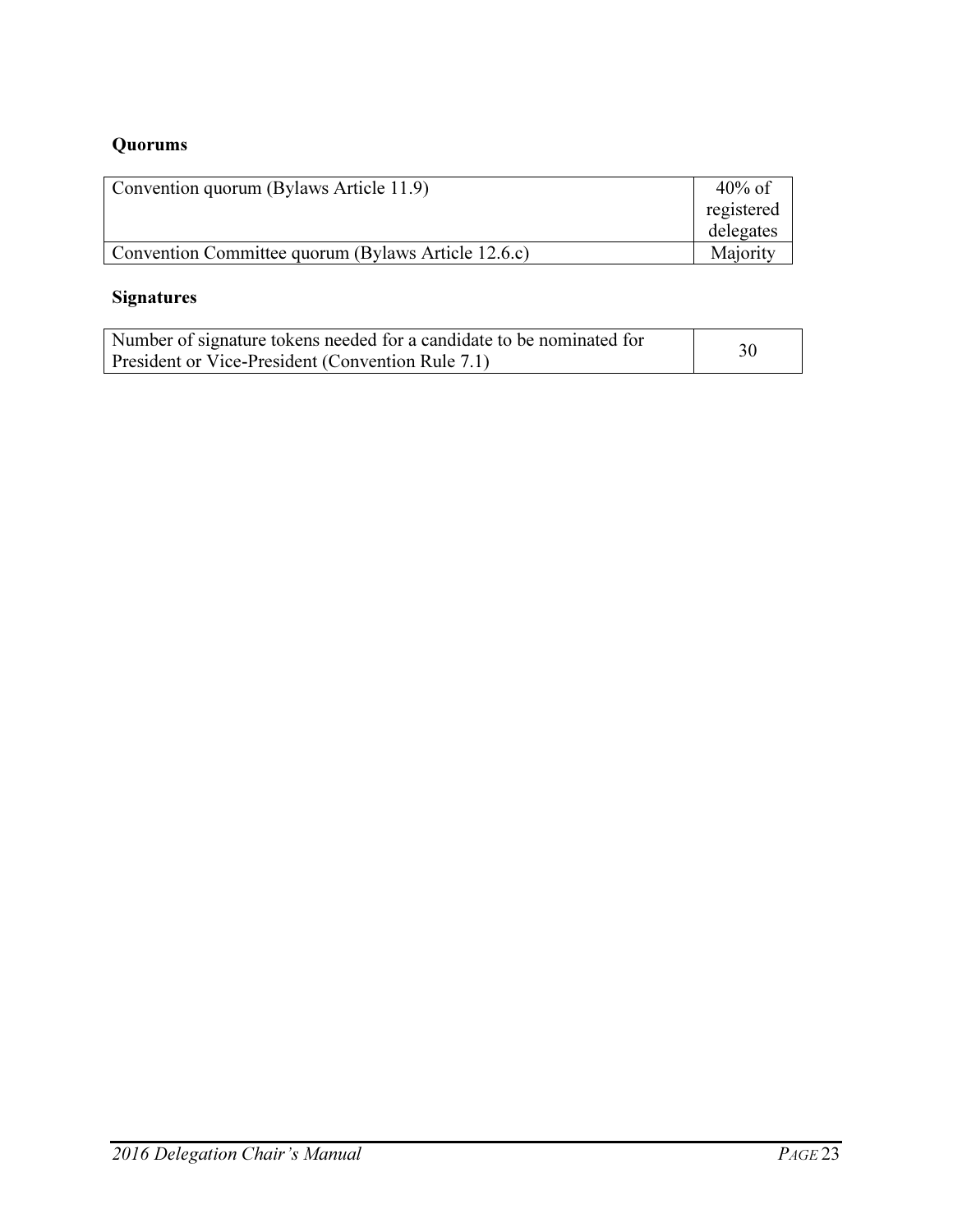**Quorums**

| Convention quorum (Bylaws Article 11.9) | 40% of registered delegates |
|---|---|
| Convention Committee quorum (Bylaws Article 12.6.c) | Majority |

**Signatures**

| Number of signature tokens needed for a candidate to be nominated for President or Vice-President (Convention Rule 7.1) | 30 |
|---|---|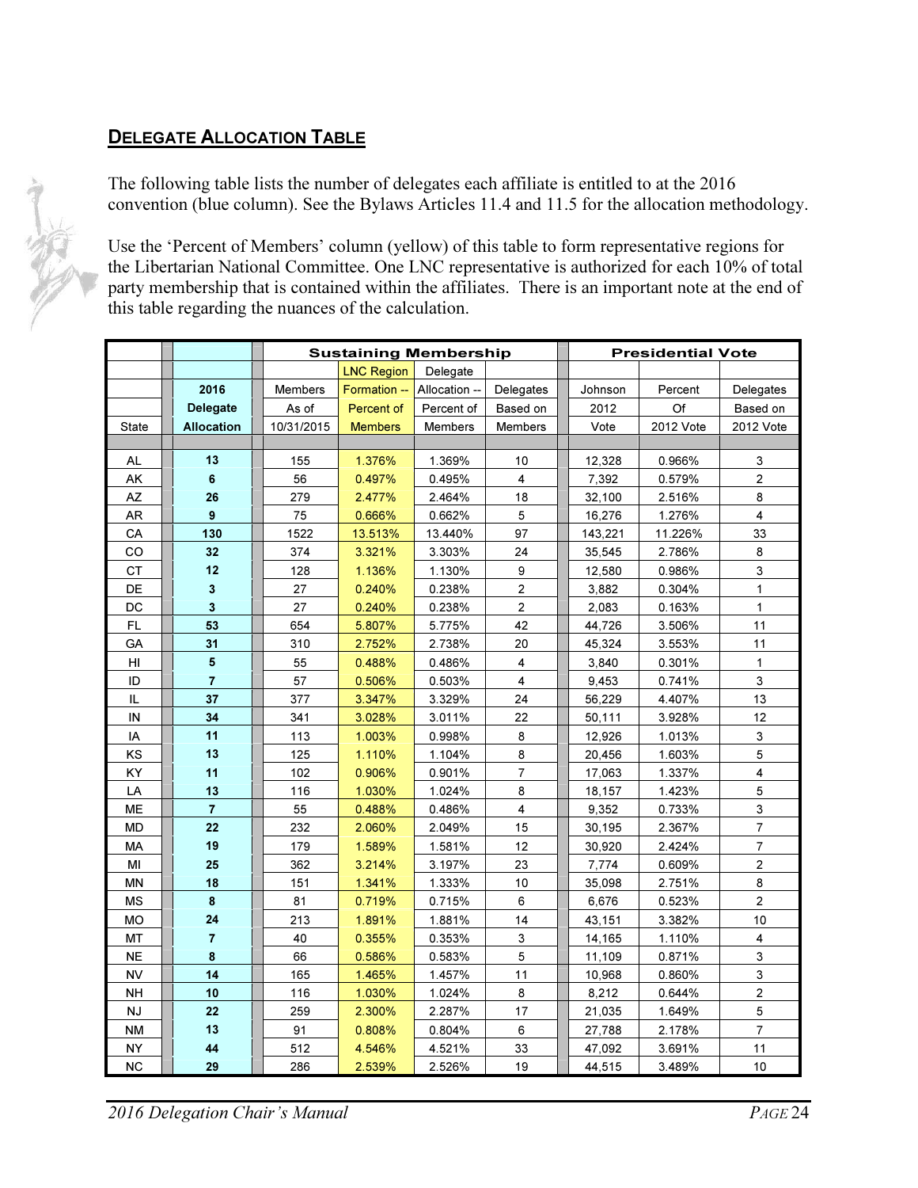## DELEGATE ALLOCATION TABLE

The following table lists the number of delegates each affiliate is entitled to at the 2016 convention (blue column). See the Bylaws Articles 11.4 and 11.5 for the allocation methodology.

Use the 'Percent of Members' column (yellow) of this table to form representative regions for the Libertarian National Committee. One LNC representative is authorized for each 10% of total party membership that is contained within the affiliates. There is an important note at the end of this table regarding the nuances of the calculation.

| | | Sustaining Membership | | | | Presidential Vote | | |
|---|---|---|---|---|---|---|---|---|
| State | 2016 Delegate Allocation | Members As of 10/31/2015 | LNC Region Formation -- Percent of Members | Delegate Allocation -- Percent of Members | Delegates Based on Members | Johnson 2012 Vote | Percent Of 2012 Vote | Delegates Based on 2012 Vote |
| AL | **13** | 155 | 1.376% | 1.369% | 10 | 12,328 | 0.966% | 3 |
| AK | **6** | 56 | 0.497% | 0.495% | 4 | 7,392 | 0.579% | 2 |
| AZ | **26** | 279 | 2.477% | 2.464% | 18 | 32,100 | 2.516% | 8 |
| AR | **9** | 75 | 0.666% | 0.662% | 5 | 16,276 | 1.276% | 4 |
| CA | **130** | 1522 | 13.513% | 13.440% | 97 | 143,221 | 11.226% | 33 |
| CO | **32** | 374 | 3.321% | 3.303% | 24 | 35,545 | 2.786% | 8 |
| CT | **12** | 128 | 1.136% | 1.130% | 9 | 12,580 | 0.986% | 3 |
| DE | **3** | 27 | 0.240% | 0.238% | 2 | 3,882 | 0.304% | 1 |
| DC | **3** | 27 | 0.240% | 0.238% | 2 | 2,083 | 0.163% | 1 |
| FL | **53** | 654 | 5.807% | 5.775% | 42 | 44,726 | 3.506% | 11 |
| GA | **31** | 310 | 2.752% | 2.738% | 20 | 45,324 | 3.553% | 11 |
| HI | **5** | 55 | 0.488% | 0.486% | 4 | 3,840 | 0.301% | 1 |
| ID | **7** | 57 | 0.506% | 0.503% | 4 | 9,453 | 0.741% | 3 |
| IL | **37** | 377 | 3.347% | 3.329% | 24 | 56,229 | 4.407% | 13 |
| IN | **34** | 341 | 3.028% | 3.011% | 22 | 50,111 | 3.928% | 12 |
| IA | **11** | 113 | 1.003% | 0.998% | 8 | 12,926 | 1.013% | 3 |
| KS | **13** | 125 | 1.110% | 1.104% | 8 | 20,456 | 1.603% | 5 |
| KY | **11** | 102 | 0.906% | 0.901% | 7 | 17,063 | 1.337% | 4 |
| LA | **13** | 116 | 1.030% | 1.024% | 8 | 18,157 | 1.423% | 5 |
| ME | **7** | 55 | 0.488% | 0.486% | 4 | 9,352 | 0.733% | 3 |
| MD | **22** | 232 | 2.060% | 2.049% | 15 | 30,195 | 2.367% | 7 |
| MA | **19** | 179 | 1.589% | 1.581% | 12 | 30,920 | 2.424% | 7 |
| MI | **25** | 362 | 3.214% | 3.197% | 23 | 7,774 | 0.609% | 2 |
| MN | **18** | 151 | 1.341% | 1.333% | 10 | 35,098 | 2.751% | 8 |
| MS | **8** | 81 | 0.719% | 0.715% | 6 | 6,676 | 0.523% | 2 |
| MO | **24** | 213 | 1.891% | 1.881% | 14 | 43,151 | 3.382% | 10 |
| MT | **7** | 40 | 0.355% | 0.353% | 3 | 14,165 | 1.110% | 4 |
| NE | **8** | 66 | 0.586% | 0.583% | 5 | 11,109 | 0.871% | 3 |
| NV | **14** | 165 | 1.465% | 1.457% | 11 | 10,968 | 0.860% | 3 |
| NH | **10** | 116 | 1.030% | 1.024% | 8 | 8,212 | 0.644% | 2 |
| NJ | **22** | 259 | 2.300% | 2.287% | 17 | 21,035 | 1.649% | 5 |
| NM | **13** | 91 | 0.808% | 0.804% | 6 | 27,788 | 2.178% | 7 |
| NY | **44** | 512 | 4.546% | 4.521% | 33 | 47,092 | 3.691% | 11 |
| NC | **29** | 286 | 2.539% | 2.526% | 19 | 44,515 | 3.489% | 10 |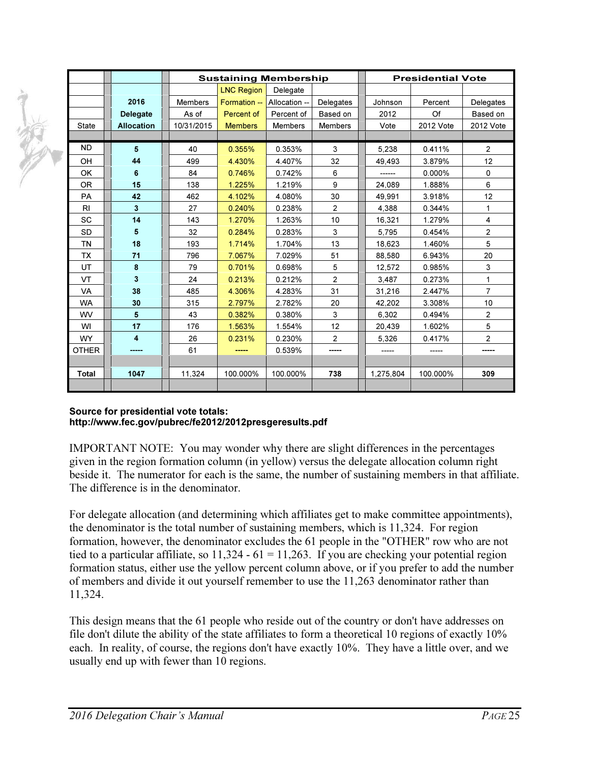| State | 2016 Delegate Allocation | Sustaining Membership | | | | Presidential Vote | | |
|---|---|---|---|---|---|---|---|---|
| | | Members As of 10/31/2015 | LNC Region Formation -- Percent of Members | Delegate Allocation -- Percent of Members | Delegates Based on Members | Johnson 2012 Vote | Percent Of 2012 Vote | Delegates Based on 2012 Vote |
| ND | **5** | 40 | 0.355% | 0.353% | 3 | 5,238 | 0.411% | 2 |
| OH | **44** | 499 | 4.430% | 4.407% | 32 | 49,493 | 3.879% | 12 |
| OK | **6** | 84 | 0.746% | 0.742% | 6 | ------ | 0.000% | 0 |
| OR | **15** | 138 | 1.225% | 1.219% | 9 | 24,089 | 1.888% | 6 |
| PA | **42** | 462 | 4.102% | 4.080% | 30 | 49,991 | 3.918% | 12 |
| RI | **3** | 27 | 0.240% | 0.238% | 2 | 4,388 | 0.344% | 1 |
| SC | **14** | 143 | 1.270% | 1.263% | 10 | 16,321 | 1.279% | 4 |
| SD | **5** | 32 | 0.284% | 0.283% | 3 | 5,795 | 0.454% | 2 |
| TN | **18** | 193 | 1.714% | 1.704% | 13 | 18,623 | 1.460% | 5 |
| TX | **71** | 796 | 7.067% | 7.029% | 51 | 88,580 | 6.943% | 20 |
| UT | **8** | 79 | 0.701% | 0.698% | 5 | 12,572 | 0.985% | 3 |
| VT | **3** | 24 | 0.213% | 0.212% | 2 | 3,487 | 0.273% | 1 |
| VA | **38** | 485 | 4.306% | 4.283% | 31 | 31,216 | 2.447% | 7 |
| WA | **30** | 315 | 2.797% | 2.782% | 20 | 42,202 | 3.308% | 10 |
| WV | **5** | 43 | 0.382% | 0.380% | 3 | 6,302 | 0.494% | 2 |
| WI | **17** | 176 | 1.563% | 1.554% | 12 | 20,439 | 1.602% | 5 |
| WY | **4** | 26 | 0.231% | 0.230% | 2 | 5,326 | 0.417% | 2 |
| OTHER | ----- | 61 | ----- | 0.539% | ----- | ----- | ----- | ----- |
| **Total** | **1047** | 11,324 | 100.000% | 100.000% | **738** | 1,275,804 | 100.000% | **309** |

**Source for presidential vote totals:**
**http://www.fec.gov/pubrec/fe2012/2012presgeresults.pdf**

IMPORTANT NOTE: You may wonder why there are slight differences in the percentages given in the region formation column (in yellow) versus the delegate allocation column right beside it. The numerator for each is the same, the number of sustaining members in that affiliate. The difference is in the denominator.

For delegate allocation (and determining which affiliates get to make committee appointments), the denominator is the total number of sustaining members, which is 11,324. For region formation, however, the denominator excludes the 61 people in the "OTHER" row who are not tied to a particular affiliate, so 11,324 - 61 = 11,263. If you are checking your potential region formation status, either use the yellow percent column above, or if you prefer to add the number of members and divide it out yourself remember to use the 11,263 denominator rather than 11,324.

This design means that the 61 people who reside out of the country or don't have addresses on file don't dilute the ability of the state affiliates to form a theoretical 10 regions of exactly 10% each. In reality, of course, the regions don't have exactly 10%. They have a little over, and we usually end up with fewer than 10 regions.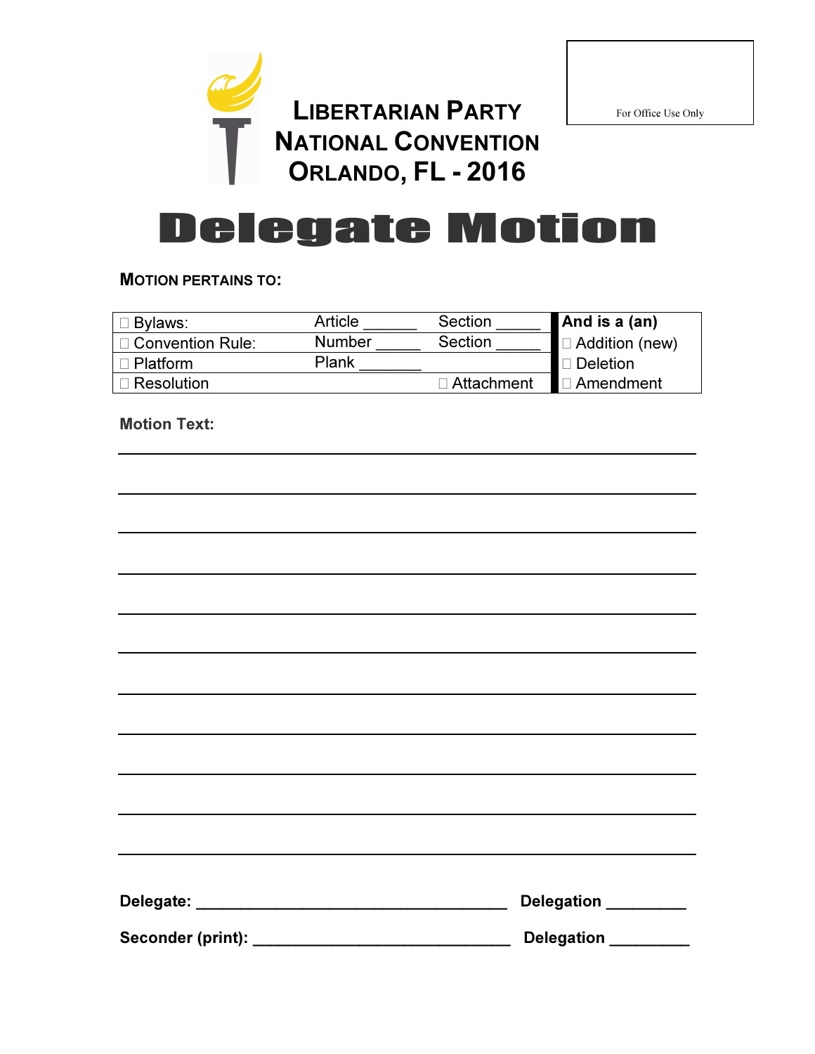For Office Use Only

# LIBERTARIAN PARTY NATIONAL CONVENTION ORLANDO, FL - 2016

# Delegate Motion

**MOTION PERTAINS TO:**

| | | | And is a (an) |
|---|---|---|---|
| ☐ Bylaws: | Article ______ | Section _____ | ☐ Addition (new) |
| ☐ Convention Rule: | Number _____ | Section _____ | ☐ Deletion |
| ☐ Platform | Plank _______ | | ☐ Amendment |
| ☐ Resolution | | ☐ Attachment | |

**Motion Text:**

______________________________________________________________________

______________________________________________________________________

______________________________________________________________________

______________________________________________________________________

______________________________________________________________________

______________________________________________________________________

______________________________________________________________________

______________________________________________________________________

______________________________________________________________________

______________________________________________________________________

______________________________________________________________________

**Delegate:** ___________________________________ **Delegation** _________

**Seconder (print):** _____________________________ **Delegation** _________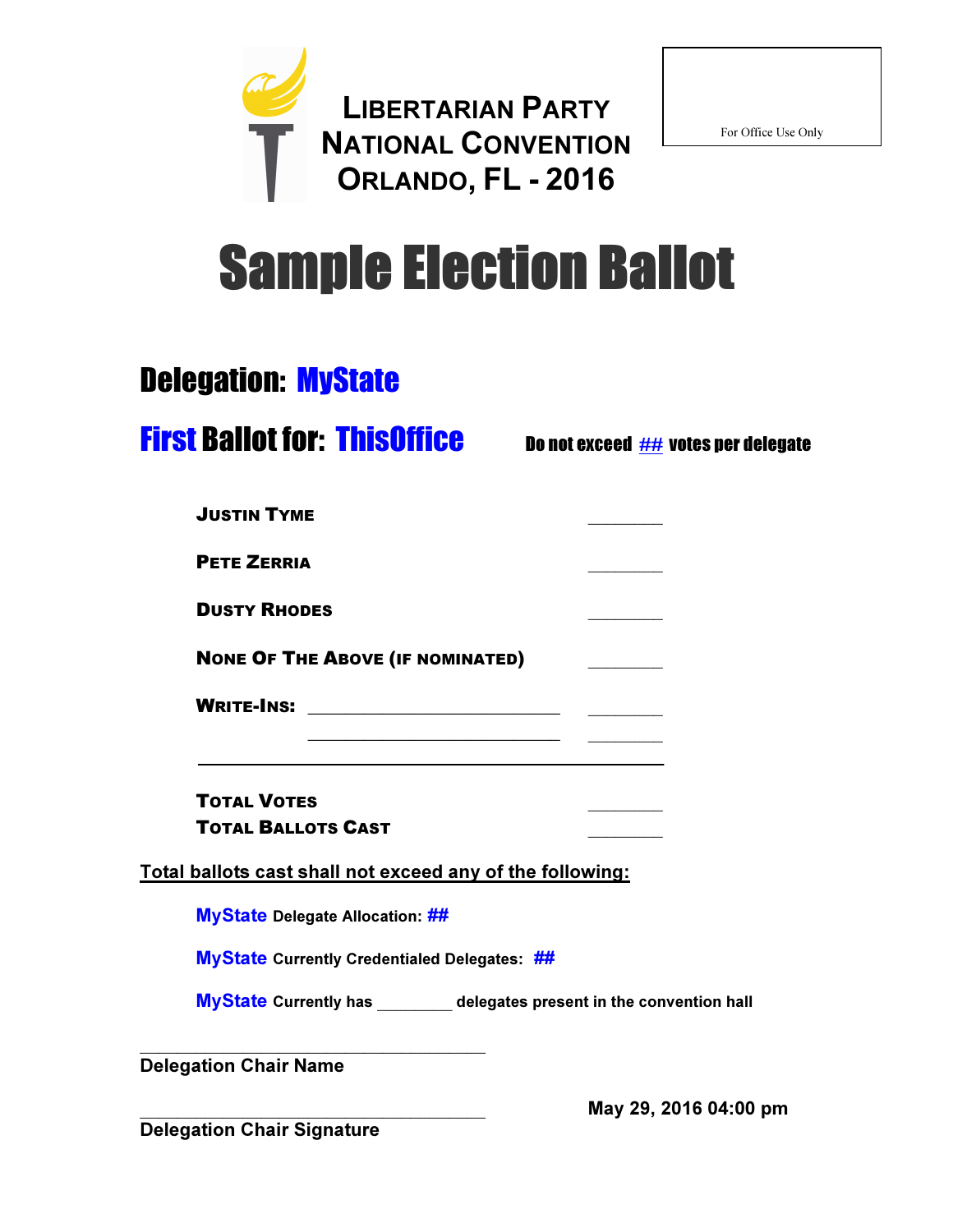# LIBERTARIAN PARTY NATIONAL CONVENTION ORLANDO, FL - 2016

For Office Use Only

# Sample Election Ballot

## Delegation: MyState

## First Ballot for: ThisOffice

**Do not exceed ## votes per delegate**

| | |
|---|---|
| **JUSTIN TYME** | ________ |
| **PETE ZERRIA** | ________ |
| **DUSTY RHODES** | ________ |
| **NONE OF THE ABOVE (IF NOMINATED)** | ________ |
| **WRITE-INS:** ____________________________ | ________ |
| ____________________________ | ________ |
| **TOTAL VOTES** | ________ |
| **TOTAL BALLOTS CAST** | ________ |

**Total ballots cast shall not exceed any of the following:**

**MyState Delegate Allocation: ##**

**MyState Currently Credentialed Delegates: ##**

**MyState Currently has ________ delegates present in the convention hall**

______________________________________
**Delegation Chair Name**

______________________________________
**Delegation Chair Signature**

**May 29, 2016 04:00 pm**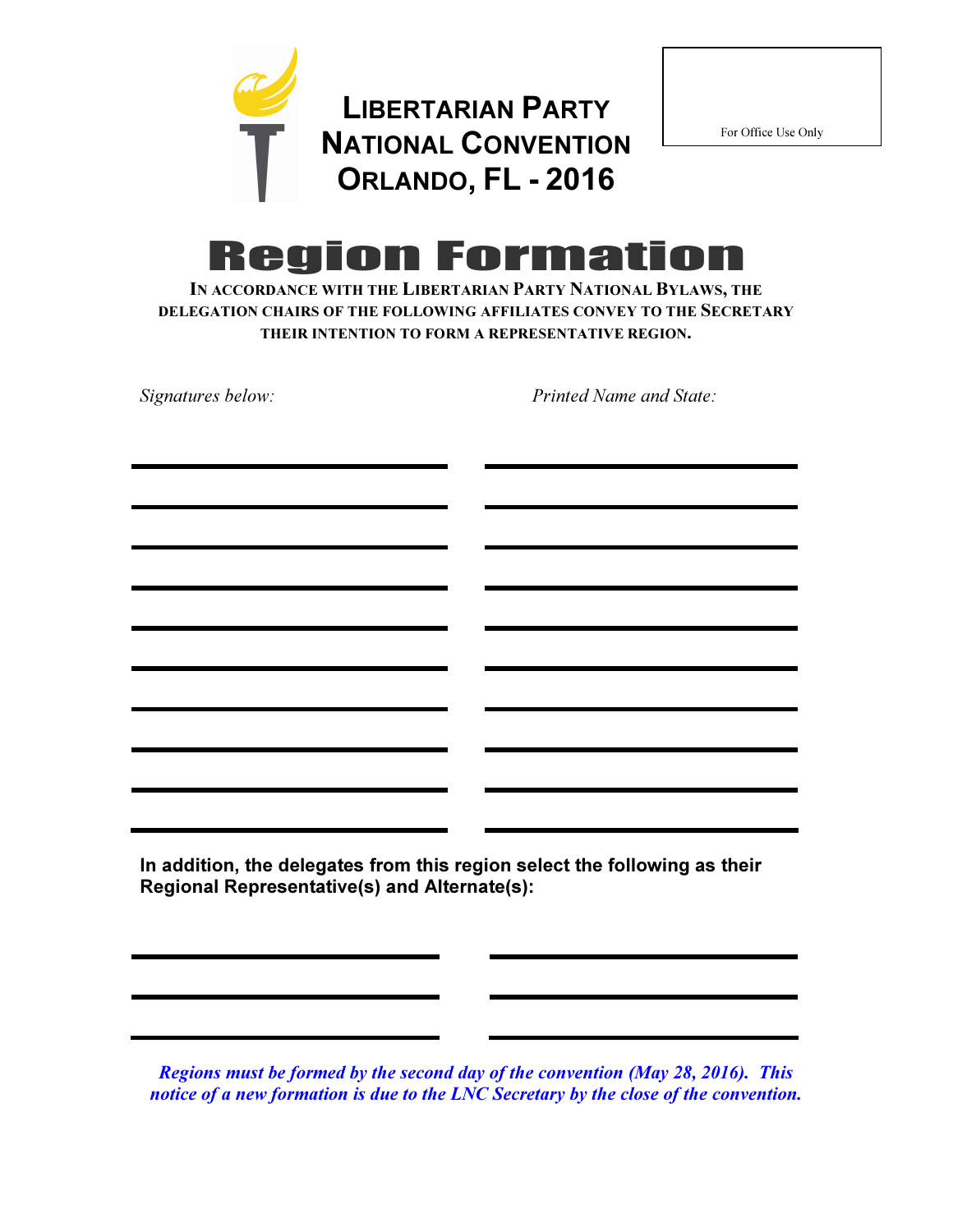# LIBERTARIAN PARTY NATIONAL CONVENTION ORLANDO, FL - 2016

For Office Use Only

# Region Formation

**IN ACCORDANCE WITH THE LIBERTARIAN PARTY NATIONAL BYLAWS, THE DELEGATION CHAIRS OF THE FOLLOWING AFFILIATES CONVEY TO THE SECRETARY THEIR INTENTION TO FORM A REPRESENTATIVE REGION.**

| *Signatures below:* | *Printed Name and State:* |
|---|---|
| | |
| | |
| | |
| | |
| | |
| | |
| | |
| | |
| | |
| | |

**In addition, the delegates from this region select the following as their Regional Representative(s) and Alternate(s):**

| | |
|---|---|
| | |
| | |
| | |

***Regions must be formed by the second day of the convention (May 28, 2016). This notice of a new formation is due to the LNC Secretary by the close of the convention.***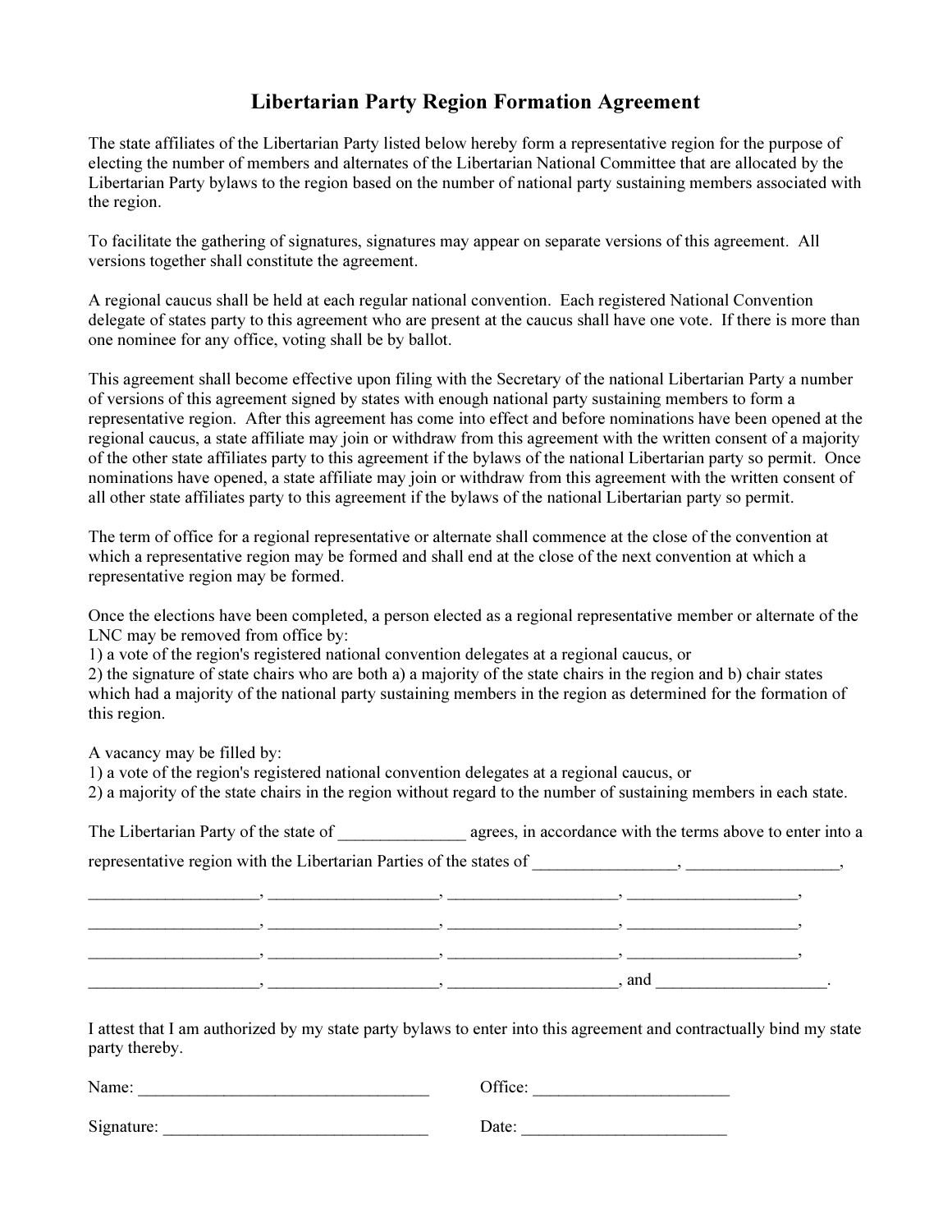# Libertarian Party Region Formation Agreement

The state affiliates of the Libertarian Party listed below hereby form a representative region for the purpose of electing the number of members and alternates of the Libertarian National Committee that are allocated by the Libertarian Party bylaws to the region based on the number of national party sustaining members associated with the region.

To facilitate the gathering of signatures, signatures may appear on separate versions of this agreement. All versions together shall constitute the agreement.

A regional caucus shall be held at each regular national convention. Each registered National Convention delegate of states party to this agreement who are present at the caucus shall have one vote. If there is more than one nominee for any office, voting shall be by ballot.

This agreement shall become effective upon filing with the Secretary of the national Libertarian Party a number of versions of this agreement signed by states with enough national party sustaining members to form a representative region. After this agreement has come into effect and before nominations have been opened at the regional caucus, a state affiliate may join or withdraw from this agreement with the written consent of a majority of the other state affiliates party to this agreement if the bylaws of the national Libertarian party so permit. Once nominations have opened, a state affiliate may join or withdraw from this agreement with the written consent of all other state affiliates party to this agreement if the bylaws of the national Libertarian party so permit.

The term of office for a regional representative or alternate shall commence at the close of the convention at which a representative region may be formed and shall end at the close of the next convention at which a representative region may be formed.

Once the elections have been completed, a person elected as a regional representative member or alternate of the LNC may be removed from office by:
1) a vote of the region's registered national convention delegates at a regional caucus, or
2) the signature of state chairs who are both a) a majority of the state chairs in the region and b) chair states which had a majority of the national party sustaining members in the region as determined for the formation of this region.

A vacancy may be filled by:
1) a vote of the region's registered national convention delegates at a regional caucus, or
2) a majority of the state chairs in the region without regard to the number of sustaining members in each state.

The Libertarian Party of the state of _______________ agrees, in accordance with the terms above to enter into a representative region with the Libertarian Parties of the states of _________________, __________________,
____________________, ____________________, ____________________, ____________________,
____________________, ____________________, ____________________, ____________________,
____________________, ____________________, ____________________, ____________________,
____________________, ____________________, ____________________, and ____________________.

I attest that I am authorized by my state party bylaws to enter into this agreement and contractually bind my state party thereby.

Name: ___________________________________ Office: ________________________

Signature: _______________________________ Date: _________________________